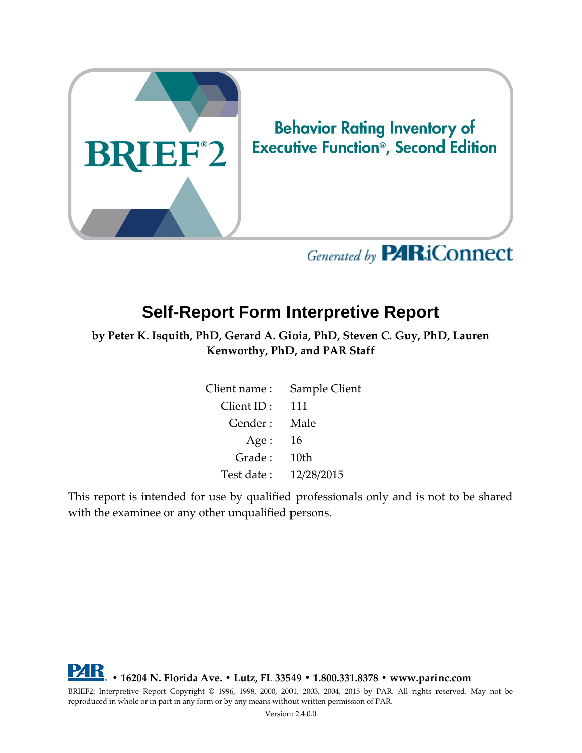BRIEF®2

Behavior Rating Inventory of Executive Function®, Second Edition

*Generated by* PAR iConnect

# Self-Report Form Interpretive Report

**by Peter K. Isquith, PhD, Gerard A. Gioia, PhD, Steven C. Guy, PhD, Lauren Kenworthy, PhD, and PAR Staff**

| | |
|---|---|
| Client name : | Sample Client |
| Client ID : | 111 |
| Gender : | Male |
| Age : | 16 |
| Grade : | 10th |
| Test date : | 12/28/2015 |

This report is intended for use by qualified professionals only and is not to be shared with the examinee or any other unqualified persons.

**PAR • 16204 N. Florida Ave. • Lutz, FL 33549 • 1.800.331.8378 • www.parinc.com**

BRIEF2: Interpretive Report Copyright © 1996, 1998, 2000, 2001, 2003, 2004, 2015 by PAR. All rights reserved. May not be reproduced in whole or in part in any form or by any means without written permission of PAR.

Version: 2.4.0.0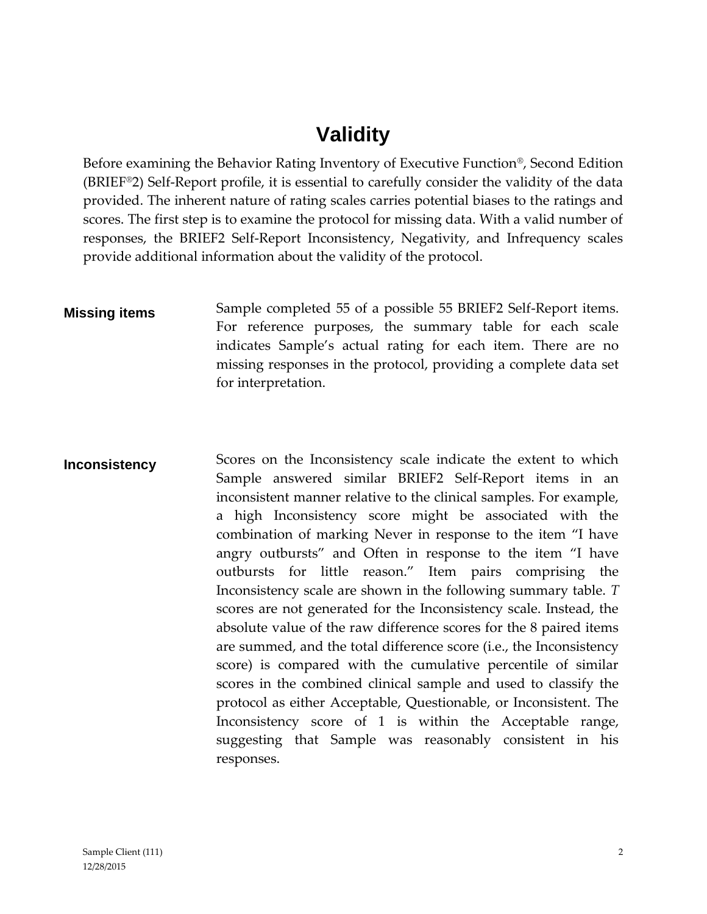# Validity

Before examining the Behavior Rating Inventory of Executive Function®, Second Edition (BRIEF®2) Self-Report profile, it is essential to carefully consider the validity of the data provided. The inherent nature of rating scales carries potential biases to the ratings and scores. The first step is to examine the protocol for missing data. With a valid number of responses, the BRIEF2 Self-Report Inconsistency, Negativity, and Infrequency scales provide additional information about the validity of the protocol.

**Missing items**

Sample completed 55 of a possible 55 BRIEF2 Self-Report items. For reference purposes, the summary table for each scale indicates Sample's actual rating for each item. There are no missing responses in the protocol, providing a complete data set for interpretation.

**Inconsistency**

Scores on the Inconsistency scale indicate the extent to which Sample answered similar BRIEF2 Self-Report items in an inconsistent manner relative to the clinical samples. For example, a high Inconsistency score might be associated with the combination of marking Never in response to the item "I have angry outbursts" and Often in response to the item "I have outbursts for little reason." Item pairs comprising the Inconsistency scale are shown in the following summary table. *T* scores are not generated for the Inconsistency scale. Instead, the absolute value of the raw difference scores for the 8 paired items are summed, and the total difference score (i.e., the Inconsistency score) is compared with the cumulative percentile of similar scores in the combined clinical sample and used to classify the protocol as either Acceptable, Questionable, or Inconsistent. The Inconsistency score of 1 is within the Acceptable range, suggesting that Sample was reasonably consistent in his responses.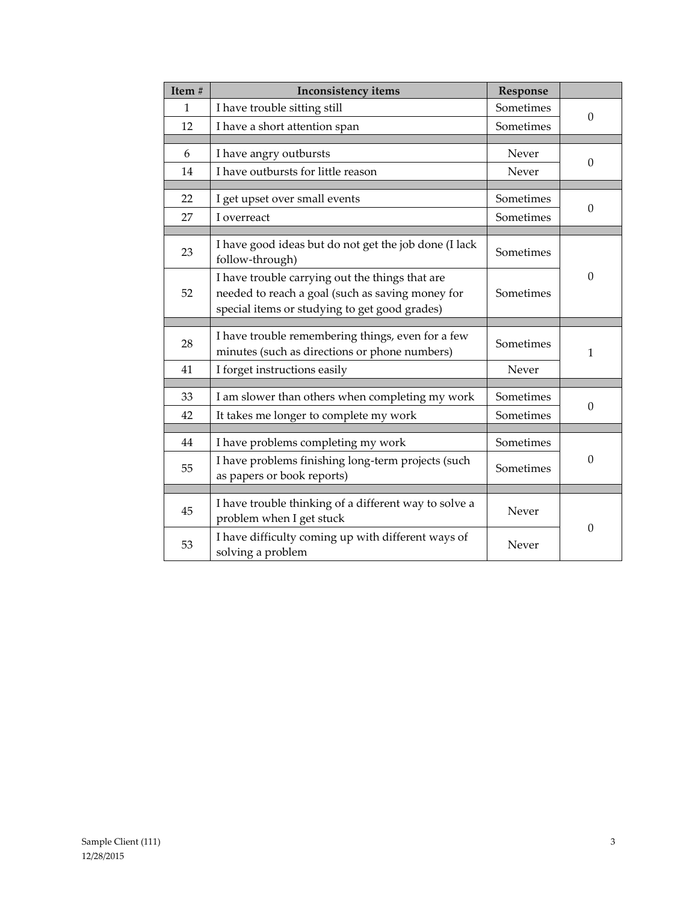| Item # | Inconsistency items | Response | |
|---|---|---|---|
| 1 | I have trouble sitting still | Sometimes | 0 |
| 12 | I have a short attention span | Sometimes | |
| | | | |
| 6 | I have angry outbursts | Never | 0 |
| 14 | I have outbursts for little reason | Never | |
| | | | |
| 22 | I get upset over small events | Sometimes | 0 |
| 27 | I overreact | Sometimes | |
| | | | |
| 23 | I have good ideas but do not get the job done (I lack follow-through) | Sometimes | 0 |
| 52 | I have trouble carrying out the things that are needed to reach a goal (such as saving money for special items or studying to get good grades) | Sometimes | |
| | | | |
| 28 | I have trouble remembering things, even for a few minutes (such as directions or phone numbers) | Sometimes | 1 |
| 41 | I forget instructions easily | Never | |
| | | | |
| 33 | I am slower than others when completing my work | Sometimes | 0 |
| 42 | It takes me longer to complete my work | Sometimes | |
| | | | |
| 44 | I have problems completing my work | Sometimes | 0 |
| 55 | I have problems finishing long-term projects (such as papers or book reports) | Sometimes | |
| | | | |
| 45 | I have trouble thinking of a different way to solve a problem when I get stuck | Never | 0 |
| 53 | I have difficulty coming up with different ways of solving a problem | Never | |

Sample Client (111)
12/28/2015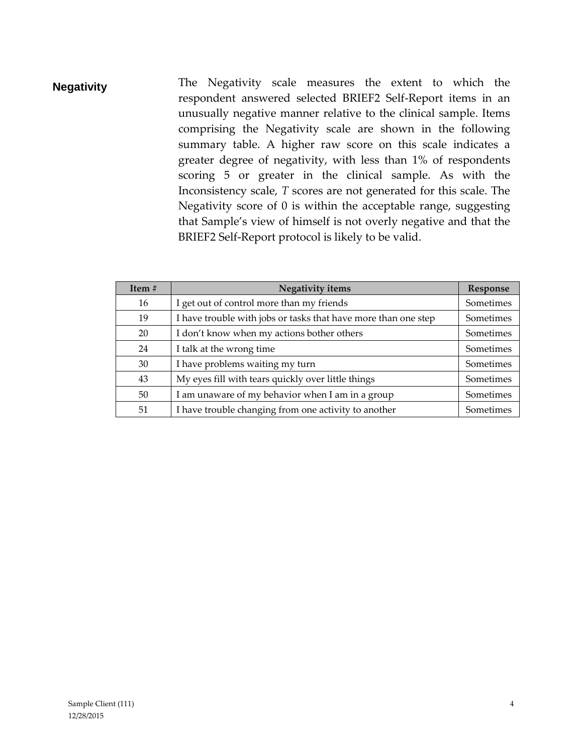## Negativity

The Negativity scale measures the extent to which the respondent answered selected BRIEF2 Self-Report items in an unusually negative manner relative to the clinical sample. Items comprising the Negativity scale are shown in the following summary table. A higher raw score on this scale indicates a greater degree of negativity, with less than 1% of respondents scoring 5 or greater in the clinical sample. As with the Inconsistency scale, *T* scores are not generated for this scale. The Negativity score of 0 is within the acceptable range, suggesting that Sample's view of himself is not overly negative and that the BRIEF2 Self-Report protocol is likely to be valid.

| Item # | Negativity items | Response |
|---|---|---|
| 16 | I get out of control more than my friends | Sometimes |
| 19 | I have trouble with jobs or tasks that have more than one step | Sometimes |
| 20 | I don't know when my actions bother others | Sometimes |
| 24 | I talk at the wrong time | Sometimes |
| 30 | I have problems waiting my turn | Sometimes |
| 43 | My eyes fill with tears quickly over little things | Sometimes |
| 50 | I am unaware of my behavior when I am in a group | Sometimes |
| 51 | I have trouble changing from one activity to another | Sometimes |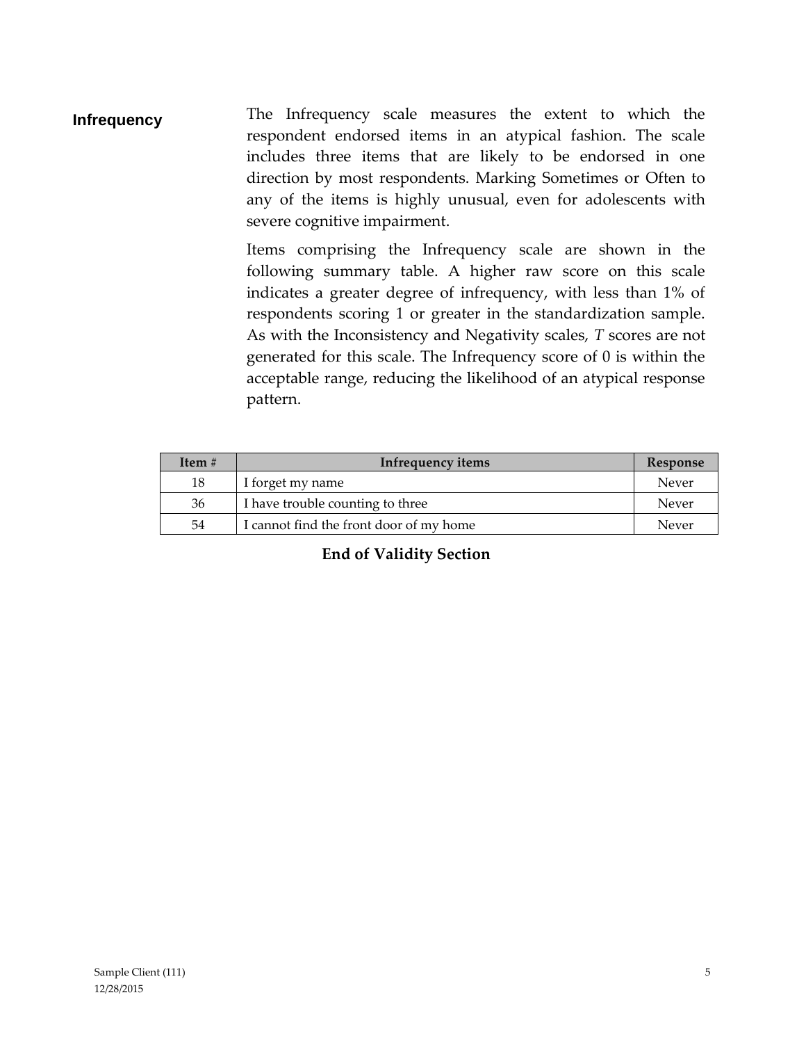## Infrequency

The Infrequency scale measures the extent to which the respondent endorsed items in an atypical fashion. The scale includes three items that are likely to be endorsed in one direction by most respondents. Marking Sometimes or Often to any of the items is highly unusual, even for adolescents with severe cognitive impairment.

Items comprising the Infrequency scale are shown in the following summary table. A higher raw score on this scale indicates a greater degree of infrequency, with less than 1% of respondents scoring 1 or greater in the standardization sample. As with the Inconsistency and Negativity scales, *T* scores are not generated for this scale. The Infrequency score of 0 is within the acceptable range, reducing the likelihood of an atypical response pattern.

| Item # | Infrequency items | Response |
|---|---|---|
| 18 | I forget my name | Never |
| 36 | I have trouble counting to three | Never |
| 54 | I cannot find the front door of my home | Never |

**End of Validity Section**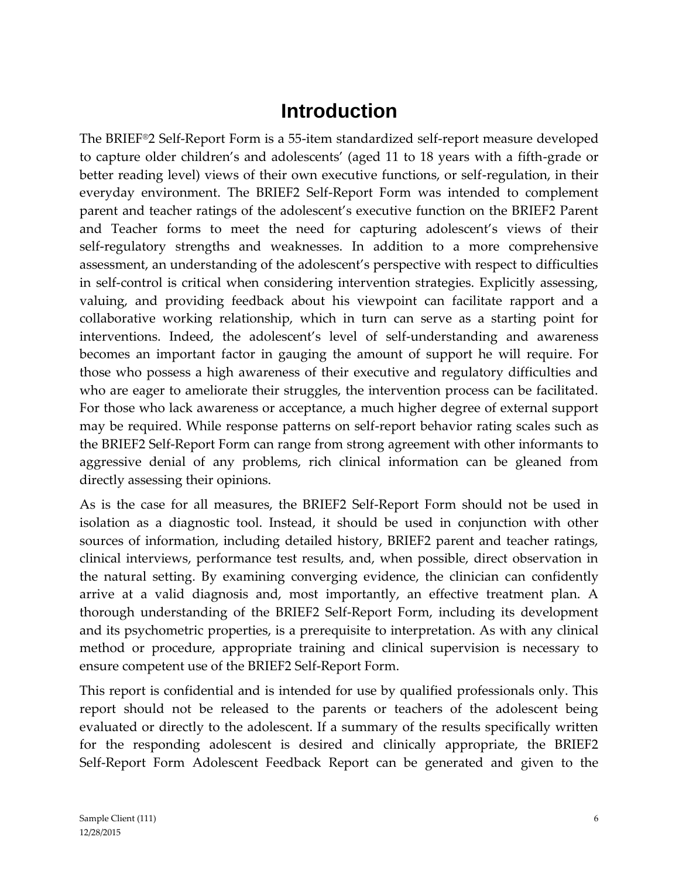# Introduction

The BRIEF®2 Self-Report Form is a 55-item standardized self-report measure developed to capture older children's and adolescents' (aged 11 to 18 years with a fifth-grade or better reading level) views of their own executive functions, or self-regulation, in their everyday environment. The BRIEF2 Self-Report Form was intended to complement parent and teacher ratings of the adolescent's executive function on the BRIEF2 Parent and Teacher forms to meet the need for capturing adolescent's views of their self-regulatory strengths and weaknesses. In addition to a more comprehensive assessment, an understanding of the adolescent's perspective with respect to difficulties in self-control is critical when considering intervention strategies. Explicitly assessing, valuing, and providing feedback about his viewpoint can facilitate rapport and a collaborative working relationship, which in turn can serve as a starting point for interventions. Indeed, the adolescent's level of self-understanding and awareness becomes an important factor in gauging the amount of support he will require. For those who possess a high awareness of their executive and regulatory difficulties and who are eager to ameliorate their struggles, the intervention process can be facilitated. For those who lack awareness or acceptance, a much higher degree of external support may be required. While response patterns on self-report behavior rating scales such as the BRIEF2 Self-Report Form can range from strong agreement with other informants to aggressive denial of any problems, rich clinical information can be gleaned from directly assessing their opinions.

As is the case for all measures, the BRIEF2 Self-Report Form should not be used in isolation as a diagnostic tool. Instead, it should be used in conjunction with other sources of information, including detailed history, BRIEF2 parent and teacher ratings, clinical interviews, performance test results, and, when possible, direct observation in the natural setting. By examining converging evidence, the clinician can confidently arrive at a valid diagnosis and, most importantly, an effective treatment plan. A thorough understanding of the BRIEF2 Self-Report Form, including its development and its psychometric properties, is a prerequisite to interpretation. As with any clinical method or procedure, appropriate training and clinical supervision is necessary to ensure competent use of the BRIEF2 Self-Report Form.

This report is confidential and is intended for use by qualified professionals only. This report should not be released to the parents or teachers of the adolescent being evaluated or directly to the adolescent. If a summary of the results specifically written for the responding adolescent is desired and clinically appropriate, the BRIEF2 Self-Report Form Adolescent Feedback Report can be generated and given to the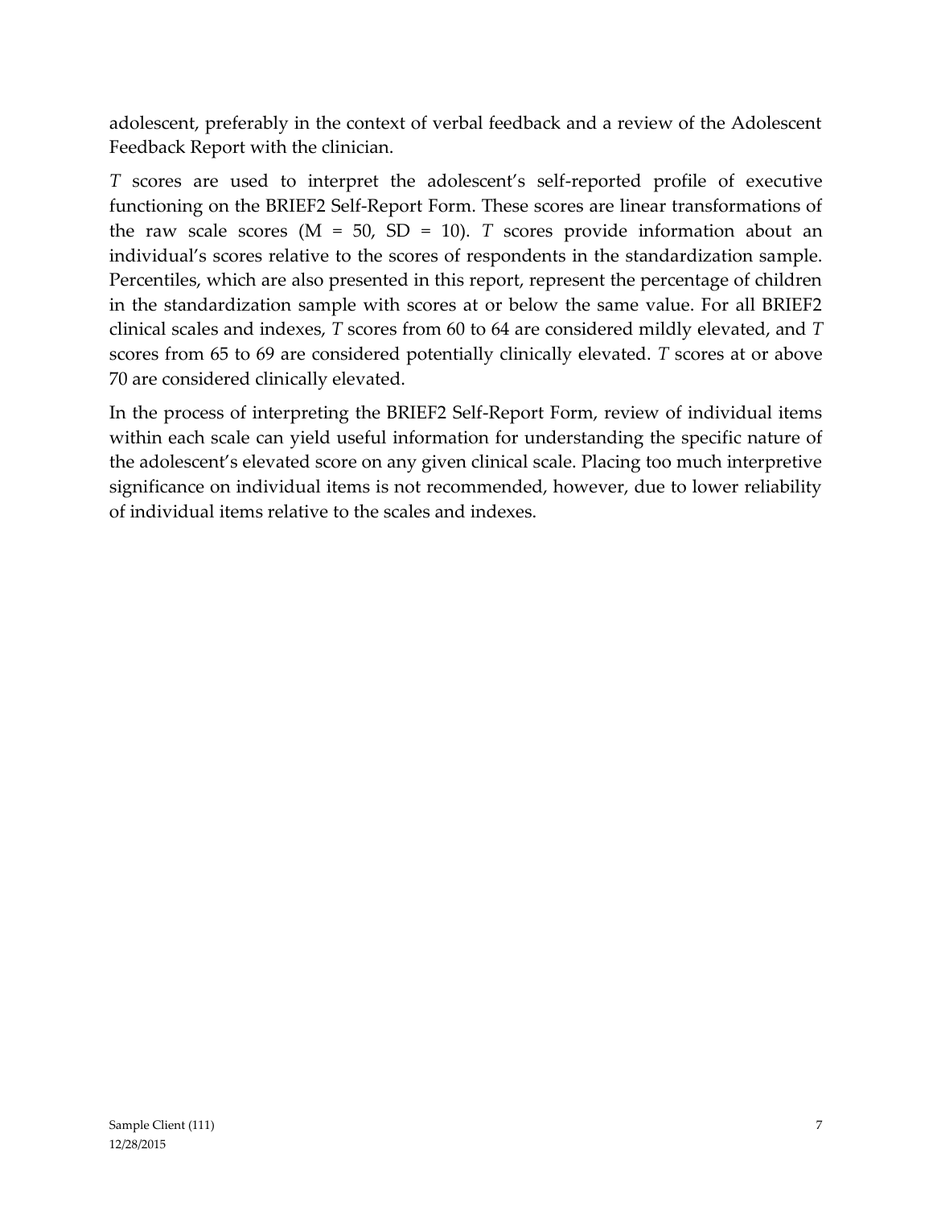adolescent, preferably in the context of verbal feedback and a review of the Adolescent Feedback Report with the clinician.

*T* scores are used to interpret the adolescent's self-reported profile of executive functioning on the BRIEF2 Self-Report Form. These scores are linear transformations of the raw scale scores (M = 50, SD = 10). *T* scores provide information about an individual's scores relative to the scores of respondents in the standardization sample. Percentiles, which are also presented in this report, represent the percentage of children in the standardization sample with scores at or below the same value. For all BRIEF2 clinical scales and indexes, *T* scores from 60 to 64 are considered mildly elevated, and *T* scores from 65 to 69 are considered potentially clinically elevated. *T* scores at or above 70 are considered clinically elevated.

In the process of interpreting the BRIEF2 Self-Report Form, review of individual items within each scale can yield useful information for understanding the specific nature of the adolescent's elevated score on any given clinical scale. Placing too much interpretive significance on individual items is not recommended, however, due to lower reliability of individual items relative to the scales and indexes.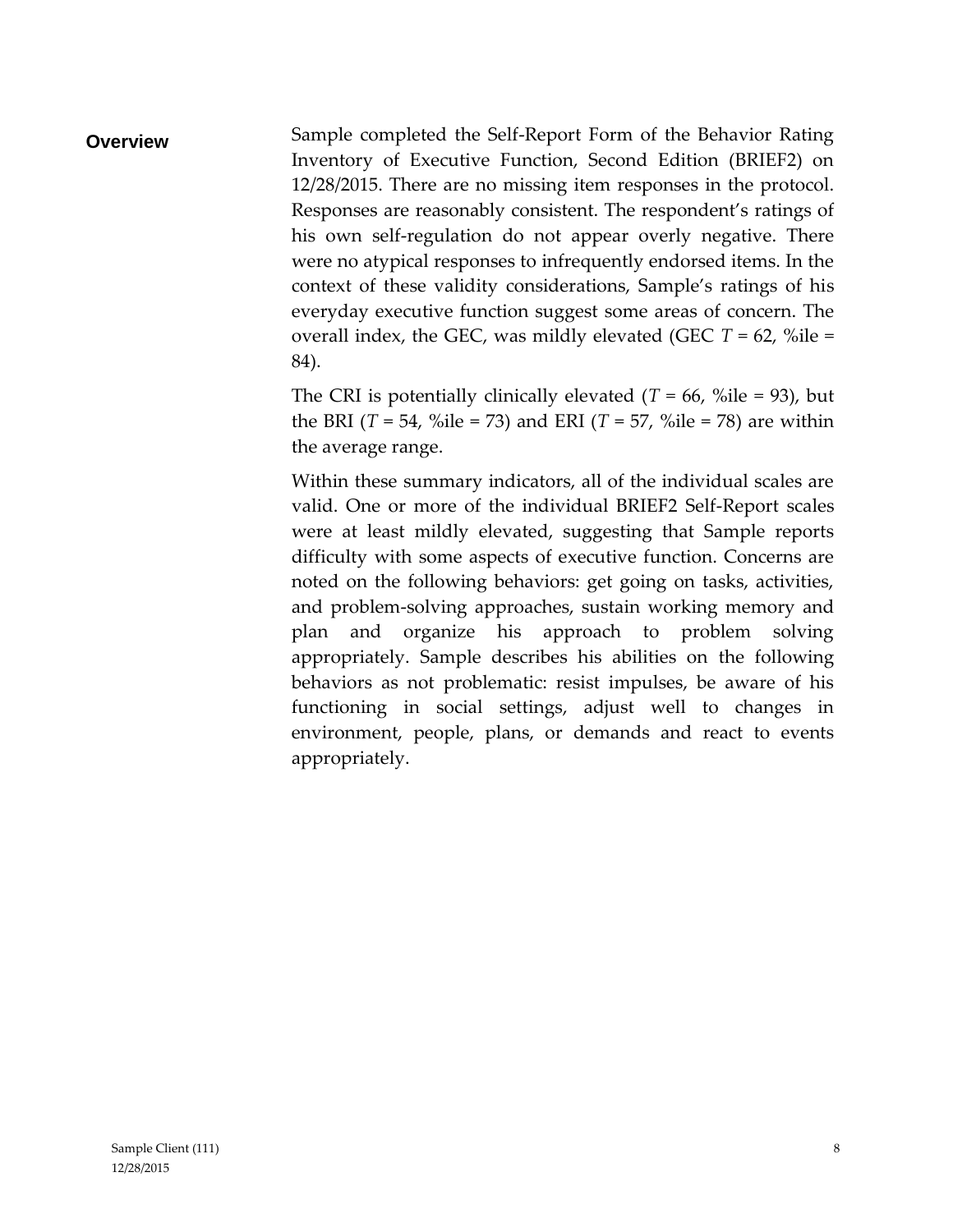## Overview

Sample completed the Self-Report Form of the Behavior Rating Inventory of Executive Function, Second Edition (BRIEF2) on 12/28/2015. There are no missing item responses in the protocol. Responses are reasonably consistent. The respondent's ratings of his own self-regulation do not appear overly negative. There were no atypical responses to infrequently endorsed items. In the context of these validity considerations, Sample's ratings of his everyday executive function suggest some areas of concern. The overall index, the GEC, was mildly elevated (GEC $T$ = 62, %ile = 84).

The CRI is potentially clinically elevated ($T$ = 66, %ile = 93), but the BRI ($T$ = 54, %ile = 73) and ERI ($T$ = 57, %ile = 78) are within the average range.

Within these summary indicators, all of the individual scales are valid. One or more of the individual BRIEF2 Self-Report scales were at least mildly elevated, suggesting that Sample reports difficulty with some aspects of executive function. Concerns are noted on the following behaviors: get going on tasks, activities, and problem-solving approaches, sustain working memory and plan and organize his approach to problem solving appropriately. Sample describes his abilities on the following behaviors as not problematic: resist impulses, be aware of his functioning in social settings, adjust well to changes in environment, people, plans, or demands and react to events appropriately.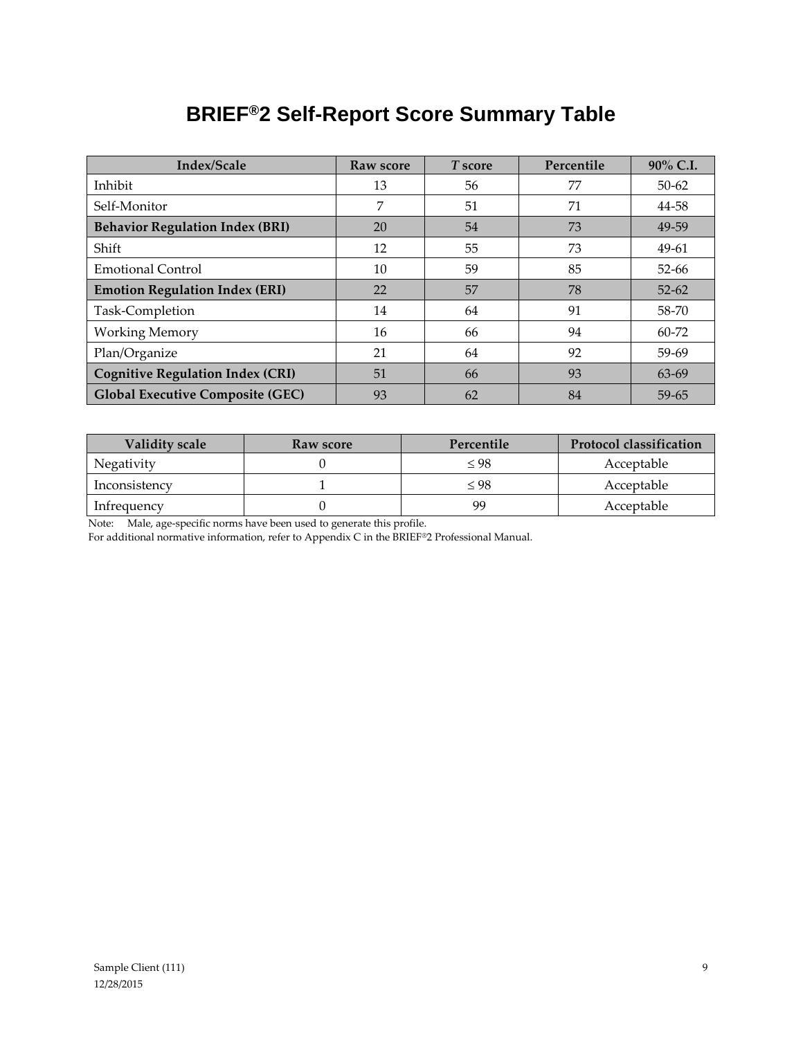# BRIEF®2 Self-Report Score Summary Table

| Index/Scale | Raw score | *T* score | Percentile | 90% C.I. |
|---|---|---|---|---|
| Inhibit | 13 | 56 | 77 | 50-62 |
| Self-Monitor | 7 | 51 | 71 | 44-58 |
| **Behavior Regulation Index (BRI)** | 20 | 54 | 73 | 49-59 |
| Shift | 12 | 55 | 73 | 49-61 |
| Emotional Control | 10 | 59 | 85 | 52-66 |
| **Emotion Regulation Index (ERI)** | 22 | 57 | 78 | 52-62 |
| Task-Completion | 14 | 64 | 91 | 58-70 |
| Working Memory | 16 | 66 | 94 | 60-72 |
| Plan/Organize | 21 | 64 | 92 | 59-69 |
| **Cognitive Regulation Index (CRI)** | 51 | 66 | 93 | 63-69 |
| **Global Executive Composite (GEC)** | 93 | 62 | 84 | 59-65 |

| Validity scale | Raw score | Percentile | Protocol classification |
|---|---|---|---|
| Negativity | 0 | ≤ 98 | Acceptable |
| Inconsistency | 1 | ≤ 98 | Acceptable |
| Infrequency | 0 | 99 | Acceptable |

Note: Male, age-specific norms have been used to generate this profile.
For additional normative information, refer to Appendix C in the BRIEF®2 Professional Manual.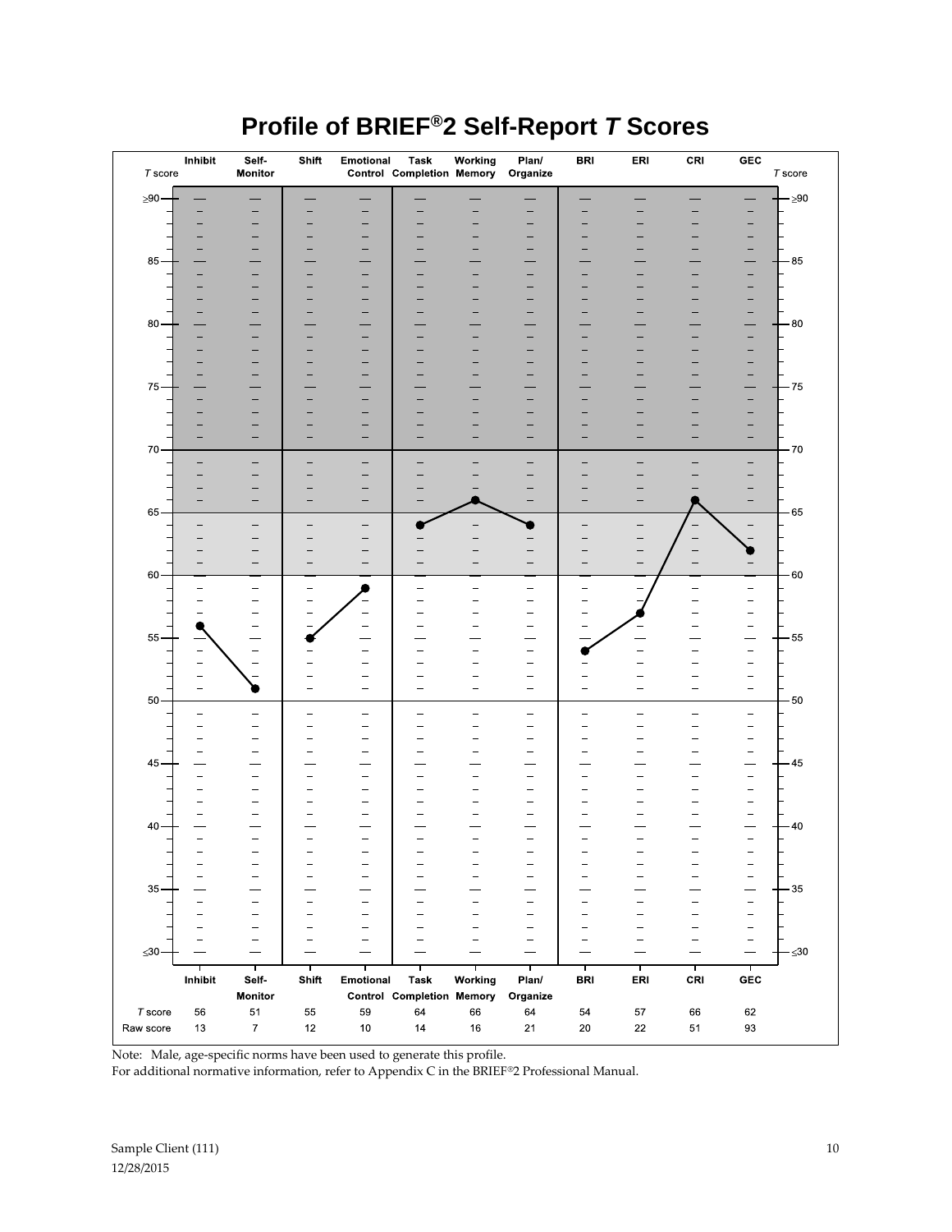# Profile of BRIEF®2 Self-Report *T* Scores

| | Inhibit | Self-Monitor | Shift | Emotional Control | Task Completion | Working Memory | Plan/ Organize | BRI | ERI | CRI | GEC |
|---|---|---|---|---|---|---|---|---|---|---|---|
| *T* score | 56 | 51 | 55 | 59 | 64 | 66 | 64 | 54 | 57 | 66 | 62 |
| Raw score | 13 | 7 | 12 | 10 | 14 | 16 | 21 | 20 | 22 | 51 | 93 |

Note: Male, age-specific norms have been used to generate this profile.
For additional normative information, refer to Appendix C in the BRIEF®2 Professional Manual.

Sample Client (111)
12/28/2015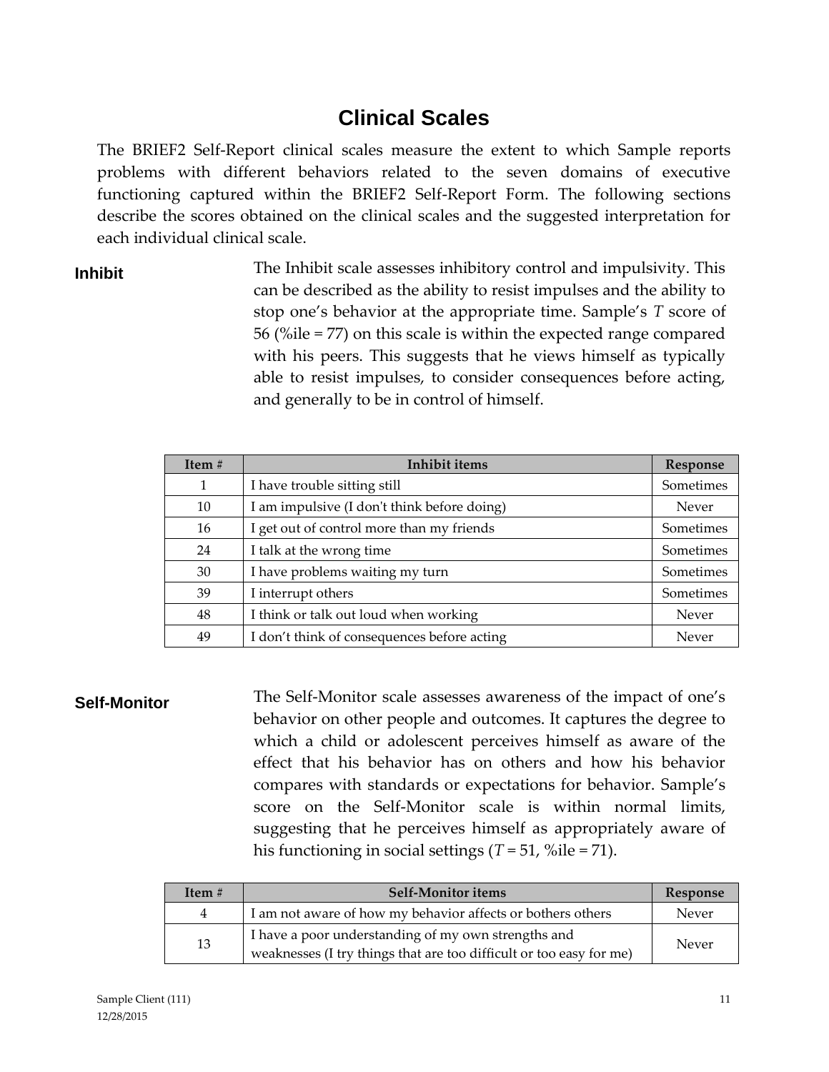# Clinical Scales

The BRIEF2 Self-Report clinical scales measure the extent to which Sample reports problems with different behaviors related to the seven domains of executive functioning captured within the BRIEF2 Self-Report Form. The following sections describe the scores obtained on the clinical scales and the suggested interpretation for each individual clinical scale.

### Inhibit

The Inhibit scale assesses inhibitory control and impulsivity. This can be described as the ability to resist impulses and the ability to stop one's behavior at the appropriate time. Sample's *T* score of 56 (%ile = 77) on this scale is within the expected range compared with his peers. This suggests that he views himself as typically able to resist impulses, to consider consequences before acting, and generally to be in control of himself.

| Item # | Inhibit items | Response |
|---|---|---|
| 1 | I have trouble sitting still | Sometimes |
| 10 | I am impulsive (I don't think before doing) | Never |
| 16 | I get out of control more than my friends | Sometimes |
| 24 | I talk at the wrong time | Sometimes |
| 30 | I have problems waiting my turn | Sometimes |
| 39 | I interrupt others | Sometimes |
| 48 | I think or talk out loud when working | Never |
| 49 | I don't think of consequences before acting | Never |

### Self-Monitor

The Self-Monitor scale assesses awareness of the impact of one's behavior on other people and outcomes. It captures the degree to which a child or adolescent perceives himself as aware of the effect that his behavior has on others and how his behavior compares with standards or expectations for behavior. Sample's score on the Self-Monitor scale is within normal limits, suggesting that he perceives himself as appropriately aware of his functioning in social settings (*T* = 51, %ile = 71).

| Item # | Self-Monitor items | Response |
|---|---|---|
| 4 | I am not aware of how my behavior affects or bothers others | Never |
| 13 | I have a poor understanding of my own strengths and weaknesses (I try things that are too difficult or too easy for me) | Never |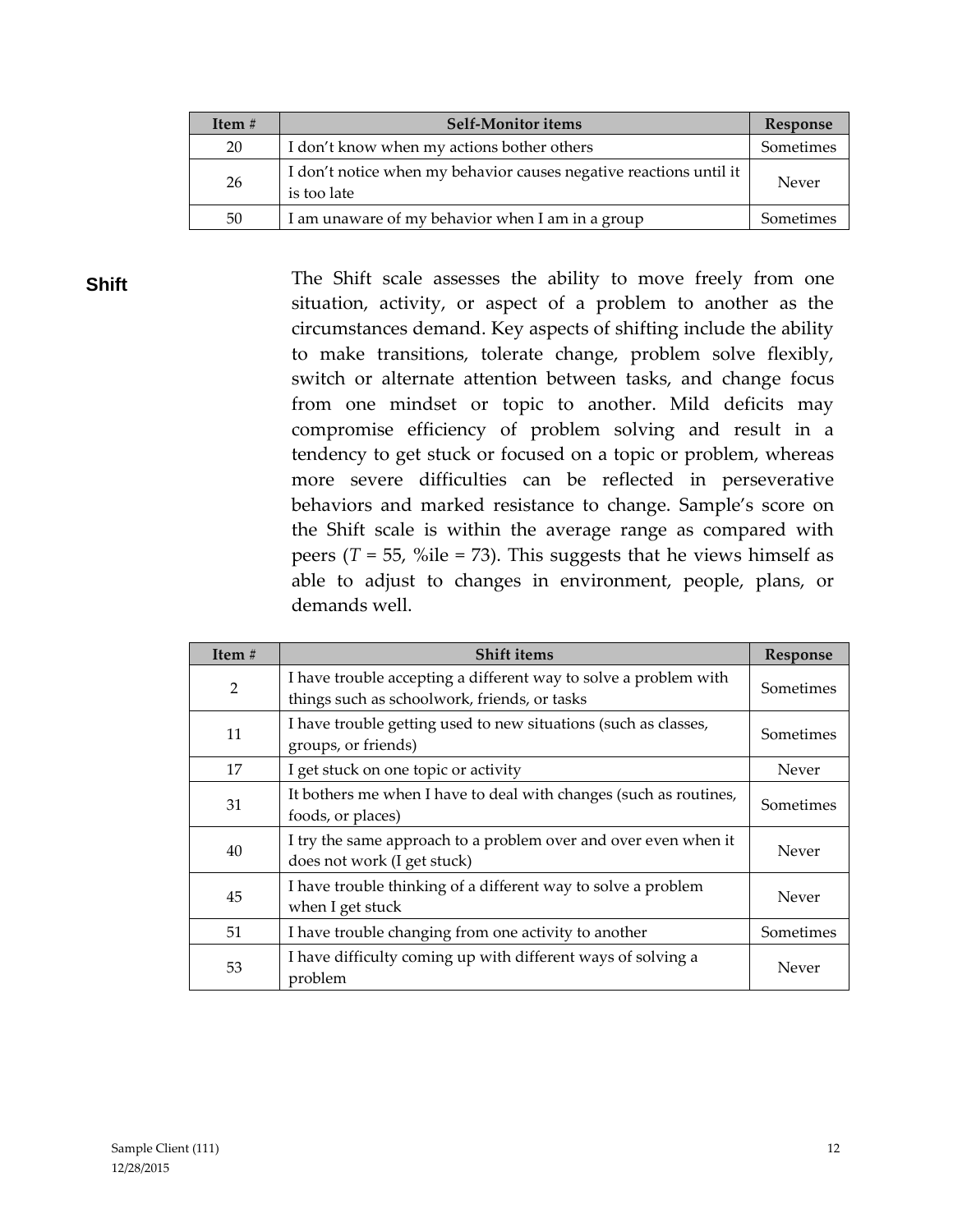| Item # | Self-Monitor items | Response |
|---|---|---|
| 20 | I don't know when my actions bother others | Sometimes |
| 26 | I don't notice when my behavior causes negative reactions until it is too late | Never |
| 50 | I am unaware of my behavior when I am in a group | Sometimes |

## Shift

The Shift scale assesses the ability to move freely from one situation, activity, or aspect of a problem to another as the circumstances demand. Key aspects of shifting include the ability to make transitions, tolerate change, problem solve flexibly, switch or alternate attention between tasks, and change focus from one mindset or topic to another. Mild deficits may compromise efficiency of problem solving and result in a tendency to get stuck or focused on a topic or problem, whereas more severe difficulties can be reflected in perseverative behaviors and marked resistance to change. Sample's score on the Shift scale is within the average range as compared with peers (*T* = 55, %ile = 73). This suggests that he views himself as able to adjust to changes in environment, people, plans, or demands well.

| Item # | Shift items | Response |
|---|---|---|
| 2 | I have trouble accepting a different way to solve a problem with things such as schoolwork, friends, or tasks | Sometimes |
| 11 | I have trouble getting used to new situations (such as classes, groups, or friends) | Sometimes |
| 17 | I get stuck on one topic or activity | Never |
| 31 | It bothers me when I have to deal with changes (such as routines, foods, or places) | Sometimes |
| 40 | I try the same approach to a problem over and over even when it does not work (I get stuck) | Never |
| 45 | I have trouble thinking of a different way to solve a problem when I get stuck | Never |
| 51 | I have trouble changing from one activity to another | Sometimes |
| 53 | I have difficulty coming up with different ways of solving a problem | Never |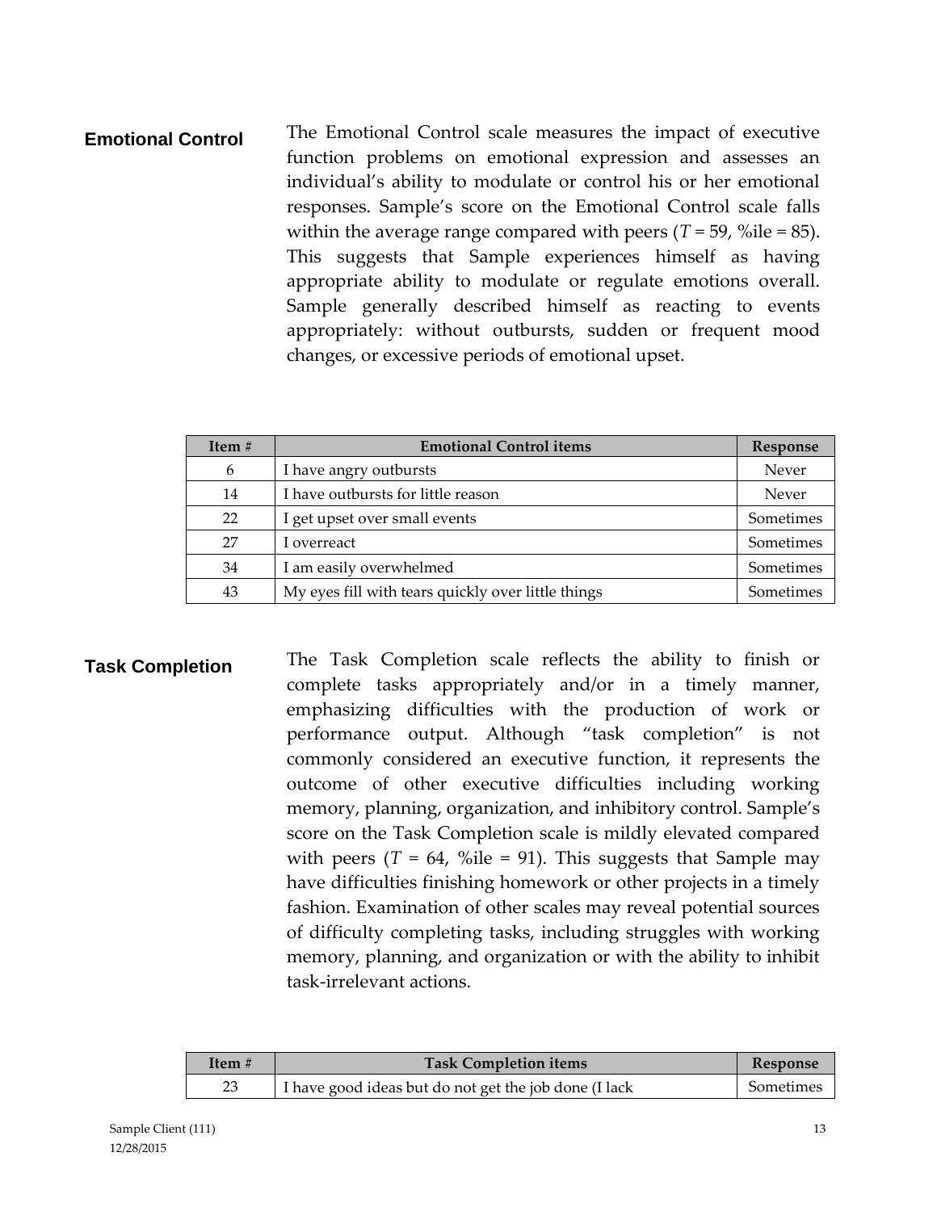## Emotional Control

The Emotional Control scale measures the impact of executive function problems on emotional expression and assesses an individual's ability to modulate or control his or her emotional responses. Sample's score on the Emotional Control scale falls within the average range compared with peers (*T* = 59, %ile = 85). This suggests that Sample experiences himself as having appropriate ability to modulate or regulate emotions overall. Sample generally described himself as reacting to events appropriately: without outbursts, sudden or frequent mood changes, or excessive periods of emotional upset.

| Item # | Emotional Control items | Response |
| --- | --- | --- |
| 6 | I have angry outbursts | Never |
| 14 | I have outbursts for little reason | Never |
| 22 | I get upset over small events | Sometimes |
| 27 | I overreact | Sometimes |
| 34 | I am easily overwhelmed | Sometimes |
| 43 | My eyes fill with tears quickly over little things | Sometimes |

## Task Completion

The Task Completion scale reflects the ability to finish or complete tasks appropriately and/or in a timely manner, emphasizing difficulties with the production of work or performance output. Although "task completion" is not commonly considered an executive function, it represents the outcome of other executive difficulties including working memory, planning, organization, and inhibitory control. Sample's score on the Task Completion scale is mildly elevated compared with peers (*T* = 64, %ile = 91). This suggests that Sample may have difficulties finishing homework or other projects in a timely fashion. Examination of other scales may reveal potential sources of difficulty completing tasks, including struggles with working memory, planning, and organization or with the ability to inhibit task-irrelevant actions.

| Item # | Task Completion items | Response |
| --- | --- | --- |
| 23 | I have good ideas but do not get the job done (I lack | Sometimes |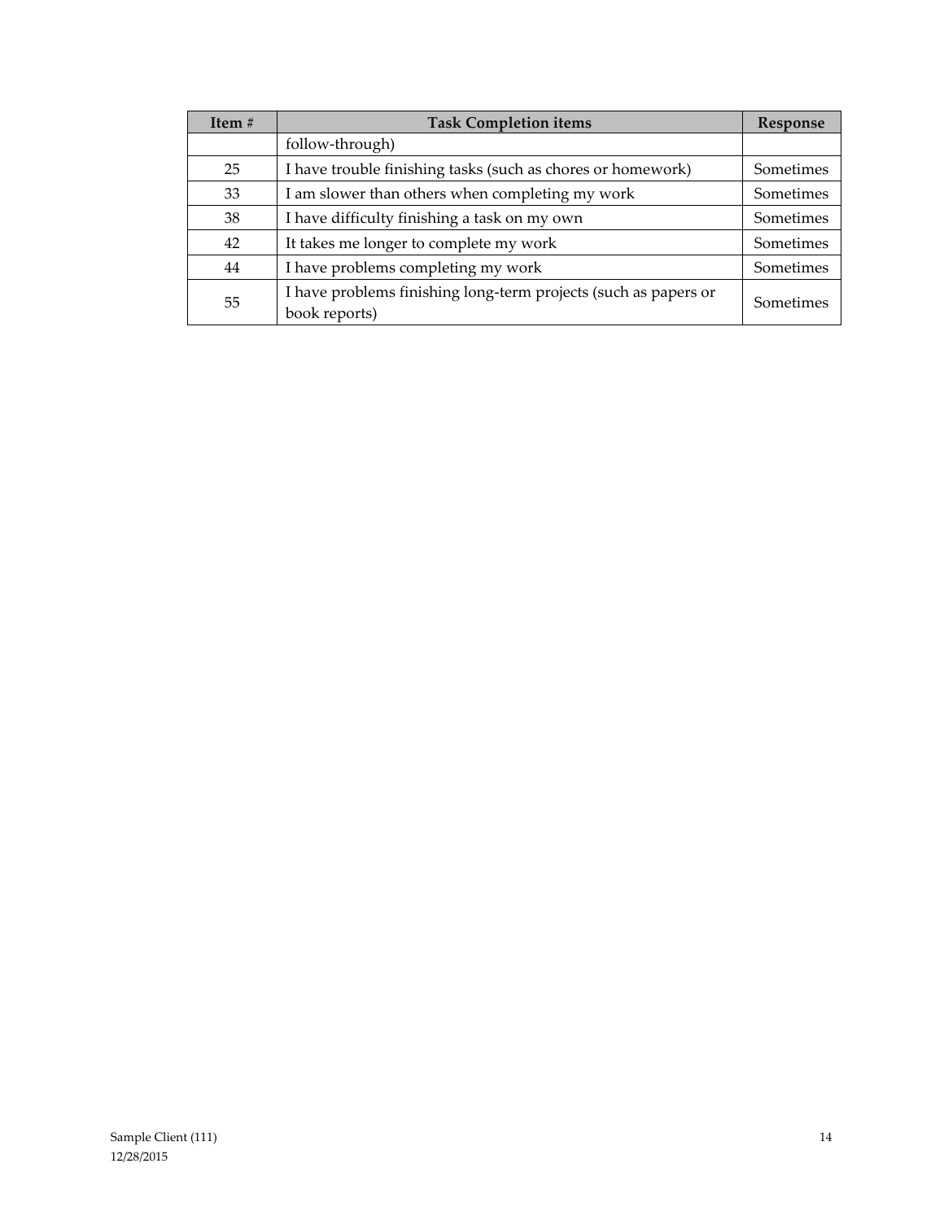| Item # | Task Completion items | Response |
|---|---|---|
| | follow-through) | |
| 25 | I have trouble finishing tasks (such as chores or homework) | Sometimes |
| 33 | I am slower than others when completing my work | Sometimes |
| 38 | I have difficulty finishing a task on my own | Sometimes |
| 42 | It takes me longer to complete my work | Sometimes |
| 44 | I have problems completing my work | Sometimes |
| 55 | I have problems finishing long-term projects (such as papers or book reports) | Sometimes |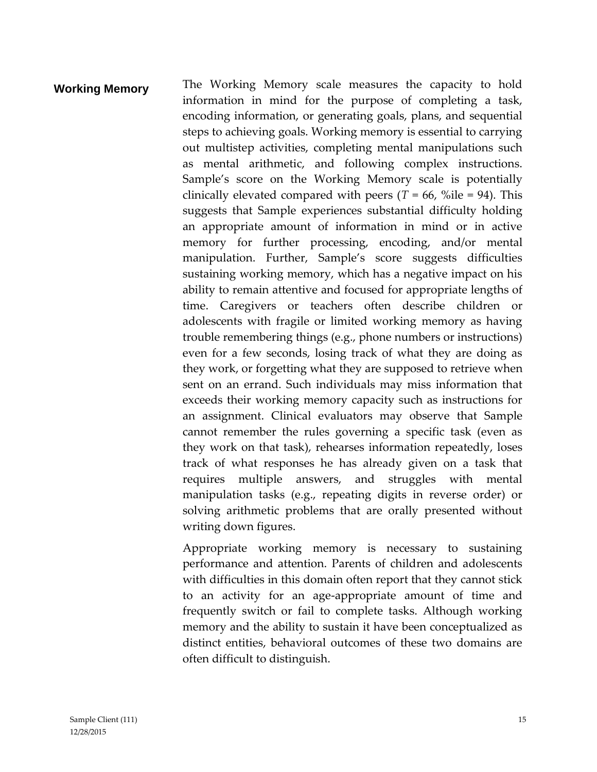## Working Memory

The Working Memory scale measures the capacity to hold information in mind for the purpose of completing a task, encoding information, or generating goals, plans, and sequential steps to achieving goals. Working memory is essential to carrying out multistep activities, completing mental manipulations such as mental arithmetic, and following complex instructions. Sample's score on the Working Memory scale is potentially clinically elevated compared with peers ($T$ = 66, %ile = 94). This suggests that Sample experiences substantial difficulty holding an appropriate amount of information in mind or in active memory for further processing, encoding, and/or mental manipulation. Further, Sample's score suggests difficulties sustaining working memory, which has a negative impact on his ability to remain attentive and focused for appropriate lengths of time. Caregivers or teachers often describe children or adolescents with fragile or limited working memory as having trouble remembering things (e.g., phone numbers or instructions) even for a few seconds, losing track of what they are doing as they work, or forgetting what they are supposed to retrieve when sent on an errand. Such individuals may miss information that exceeds their working memory capacity such as instructions for an assignment. Clinical evaluators may observe that Sample cannot remember the rules governing a specific task (even as they work on that task), rehearses information repeatedly, loses track of what responses he has already given on a task that requires multiple answers, and struggles with mental manipulation tasks (e.g., repeating digits in reverse order) or solving arithmetic problems that are orally presented without writing down figures.

Appropriate working memory is necessary to sustaining performance and attention. Parents of children and adolescents with difficulties in this domain often report that they cannot stick to an activity for an age-appropriate amount of time and frequently switch or fail to complete tasks. Although working memory and the ability to sustain it have been conceptualized as distinct entities, behavioral outcomes of these two domains are often difficult to distinguish.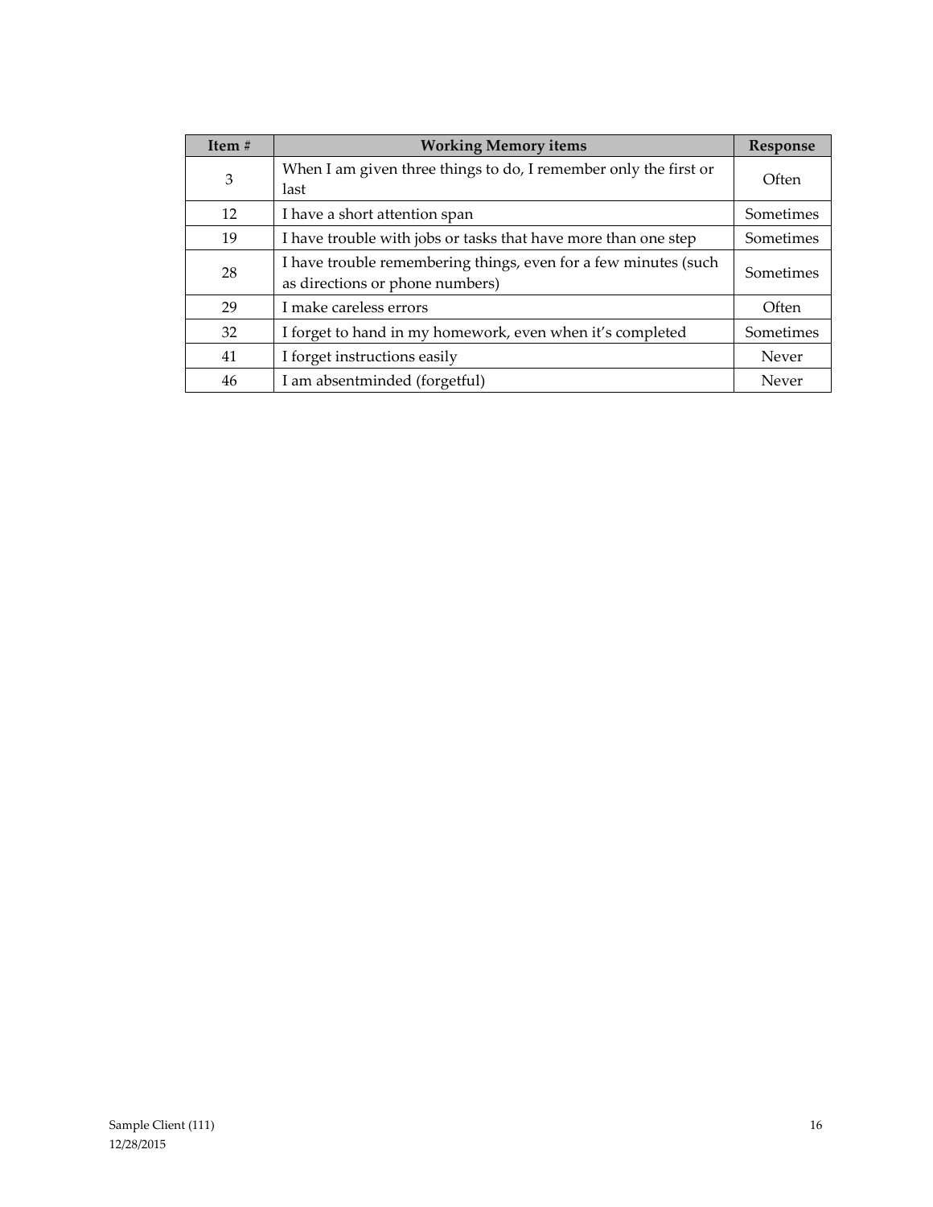| Item # | Working Memory items | Response |
|---|---|---|
| 3 | When I am given three things to do, I remember only the first or last | Often |
| 12 | I have a short attention span | Sometimes |
| 19 | I have trouble with jobs or tasks that have more than one step | Sometimes |
| 28 | I have trouble remembering things, even for a few minutes (such as directions or phone numbers) | Sometimes |
| 29 | I make careless errors | Often |
| 32 | I forget to hand in my homework, even when it's completed | Sometimes |
| 41 | I forget instructions easily | Never |
| 46 | I am absentminded (forgetful) | Never |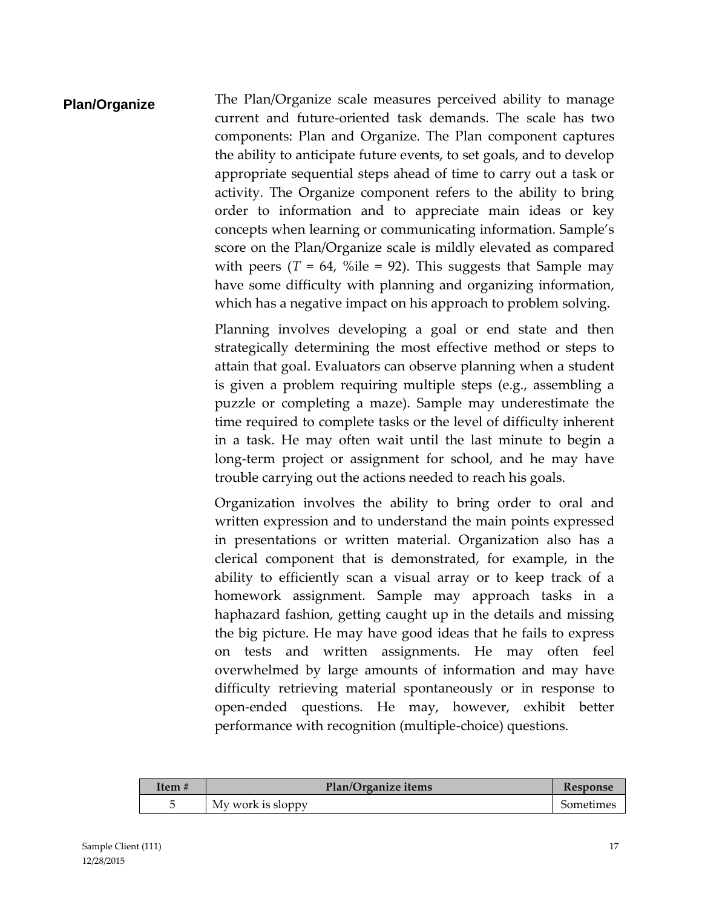## Plan/Organize

The Plan/Organize scale measures perceived ability to manage current and future-oriented task demands. The scale has two components: Plan and Organize. The Plan component captures the ability to anticipate future events, to set goals, and to develop appropriate sequential steps ahead of time to carry out a task or activity. The Organize component refers to the ability to bring order to information and to appreciate main ideas or key concepts when learning or communicating information. Sample's score on the Plan/Organize scale is mildly elevated as compared with peers ($T$ = 64, %ile = 92). This suggests that Sample may have some difficulty with planning and organizing information, which has a negative impact on his approach to problem solving.

Planning involves developing a goal or end state and then strategically determining the most effective method or steps to attain that goal. Evaluators can observe planning when a student is given a problem requiring multiple steps (e.g., assembling a puzzle or completing a maze). Sample may underestimate the time required to complete tasks or the level of difficulty inherent in a task. He may often wait until the last minute to begin a long-term project or assignment for school, and he may have trouble carrying out the actions needed to reach his goals.

Organization involves the ability to bring order to oral and written expression and to understand the main points expressed in presentations or written material. Organization also has a clerical component that is demonstrated, for example, in the ability to efficiently scan a visual array or to keep track of a homework assignment. Sample may approach tasks in a haphazard fashion, getting caught up in the details and missing the big picture. He may have good ideas that he fails to express on tests and written assignments. He may often feel overwhelmed by large amounts of information and may have difficulty retrieving material spontaneously or in response to open-ended questions. He may, however, exhibit better performance with recognition (multiple-choice) questions.

| Item # | Plan/Organize items | Response |
|---|---|---|
| 5 | My work is sloppy | Sometimes |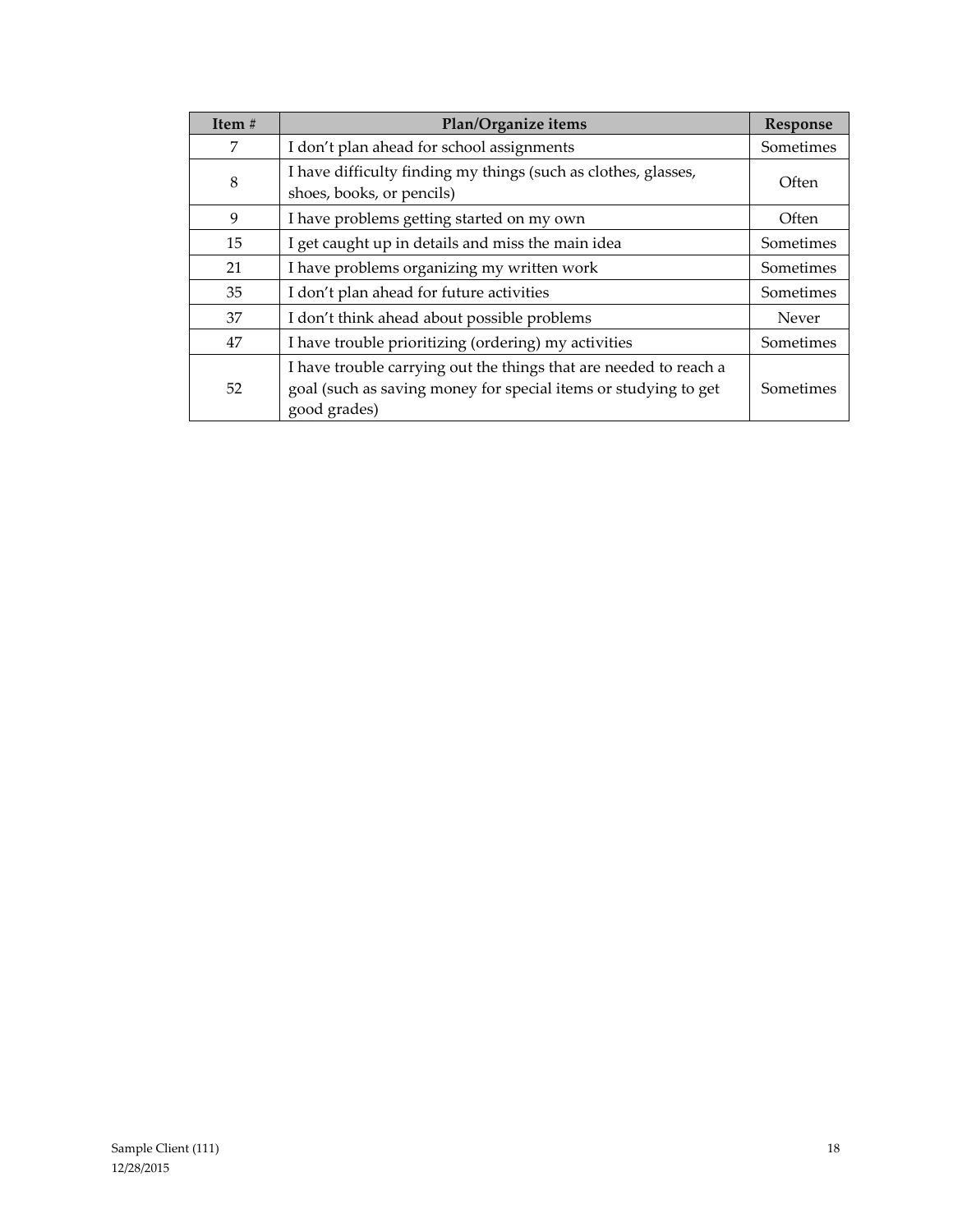| Item # | Plan/Organize items | Response |
|---|---|---|
| 7 | I don't plan ahead for school assignments | Sometimes |
| 8 | I have difficulty finding my things (such as clothes, glasses, shoes, books, or pencils) | Often |
| 9 | I have problems getting started on my own | Often |
| 15 | I get caught up in details and miss the main idea | Sometimes |
| 21 | I have problems organizing my written work | Sometimes |
| 35 | I don't plan ahead for future activities | Sometimes |
| 37 | I don't think ahead about possible problems | Never |
| 47 | I have trouble prioritizing (ordering) my activities | Sometimes |
| 52 | I have trouble carrying out the things that are needed to reach a goal (such as saving money for special items or studying to get good grades) | Sometimes |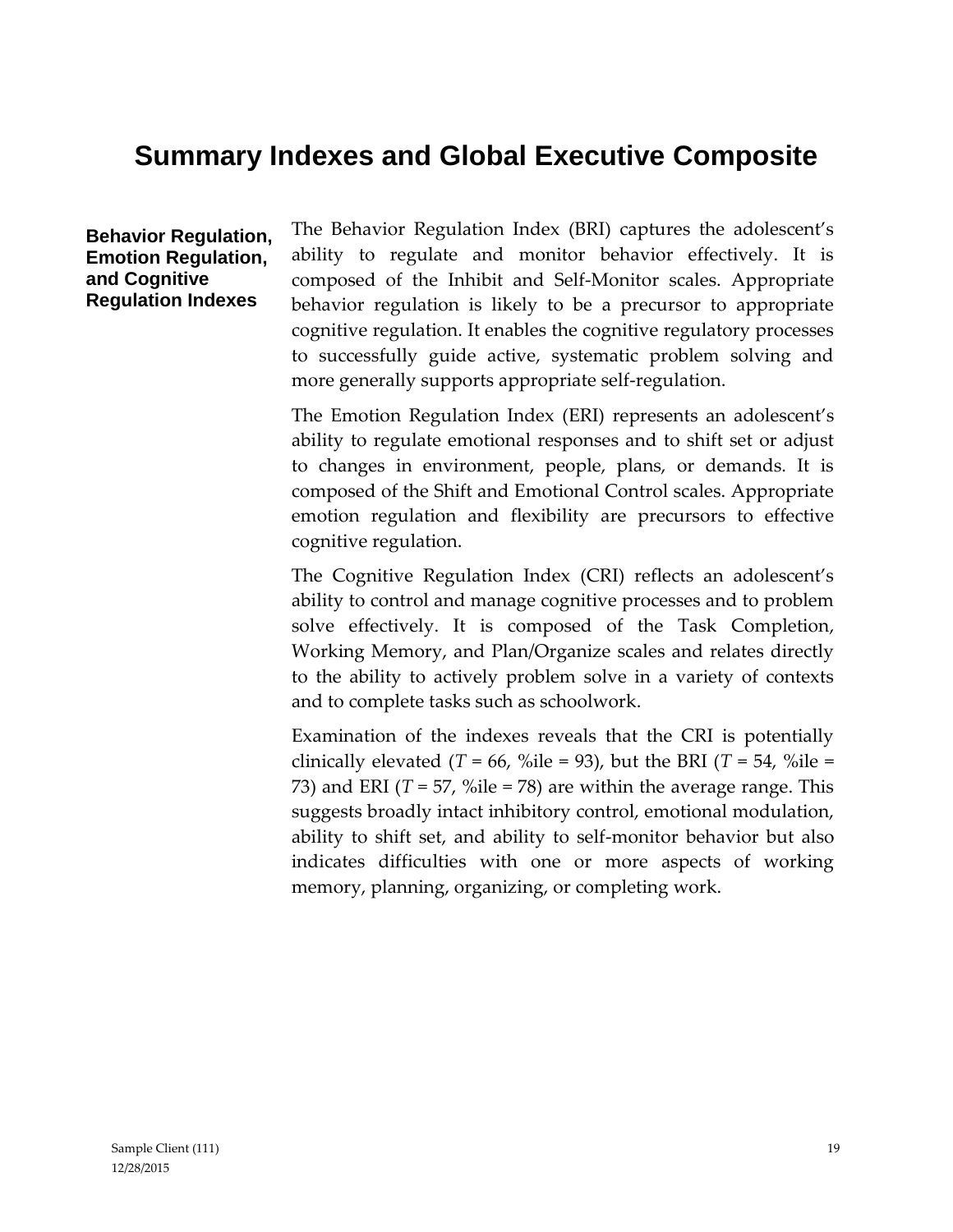# Summary Indexes and Global Executive Composite

**Behavior Regulation, Emotion Regulation, and Cognitive Regulation Indexes**

The Behavior Regulation Index (BRI) captures the adolescent's ability to regulate and monitor behavior effectively. It is composed of the Inhibit and Self-Monitor scales. Appropriate behavior regulation is likely to be a precursor to appropriate cognitive regulation. It enables the cognitive regulatory processes to successfully guide active, systematic problem solving and more generally supports appropriate self-regulation.

The Emotion Regulation Index (ERI) represents an adolescent's ability to regulate emotional responses and to shift set or adjust to changes in environment, people, plans, or demands. It is composed of the Shift and Emotional Control scales. Appropriate emotion regulation and flexibility are precursors to effective cognitive regulation.

The Cognitive Regulation Index (CRI) reflects an adolescent's ability to control and manage cognitive processes and to problem solve effectively. It is composed of the Task Completion, Working Memory, and Plan/Organize scales and relates directly to the ability to actively problem solve in a variety of contexts and to complete tasks such as schoolwork.

Examination of the indexes reveals that the CRI is potentially clinically elevated ($T$ = 66, %ile = 93), but the BRI ($T$ = 54, %ile = 73) and ERI ($T$ = 57, %ile = 78) are within the average range. This suggests broadly intact inhibitory control, emotional modulation, ability to shift set, and ability to self-monitor behavior but also indicates difficulties with one or more aspects of working memory, planning, organizing, or completing work.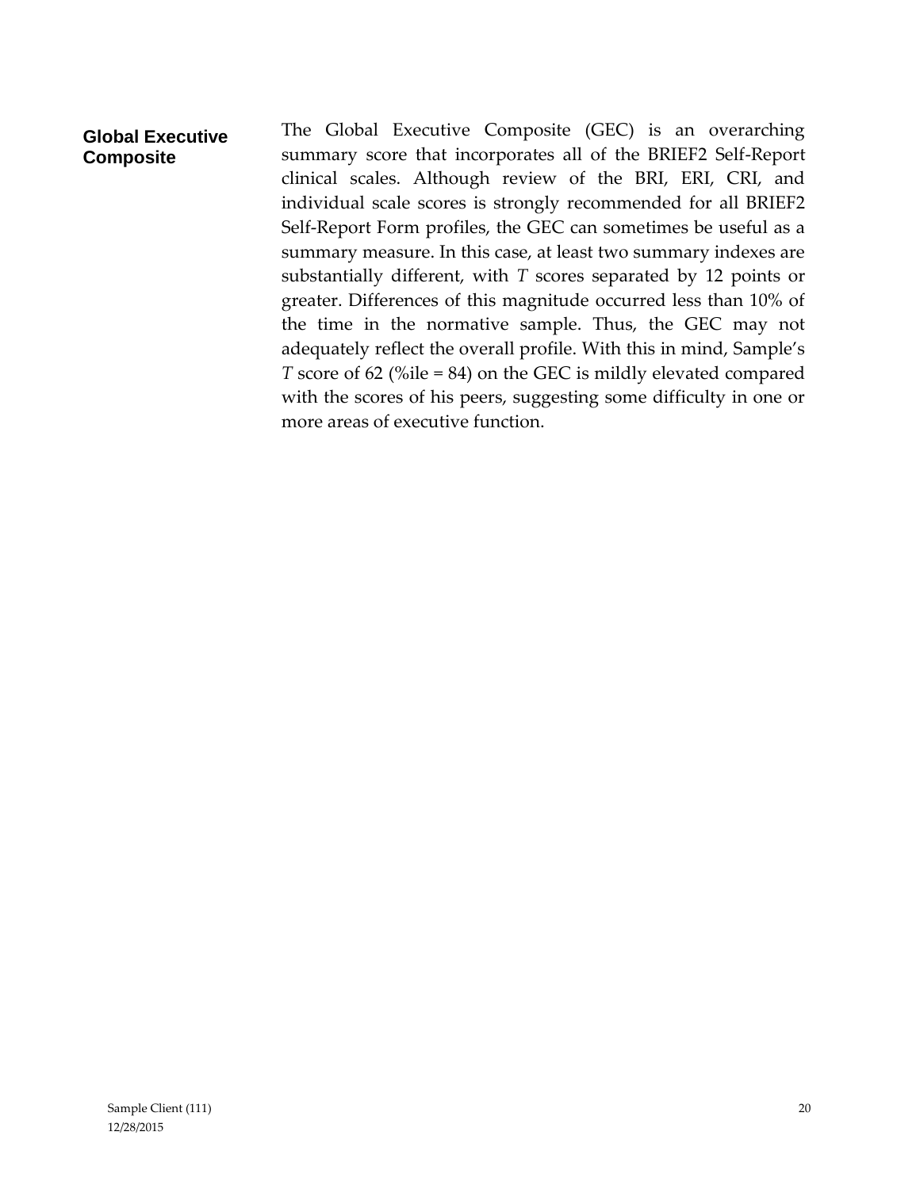## Global Executive Composite

The Global Executive Composite (GEC) is an overarching summary score that incorporates all of the BRIEF2 Self-Report clinical scales. Although review of the BRI, ERI, CRI, and individual scale scores is strongly recommended for all BRIEF2 Self-Report Form profiles, the GEC can sometimes be useful as a summary measure. In this case, at least two summary indexes are substantially different, with *T* scores separated by 12 points or greater. Differences of this magnitude occurred less than 10% of the time in the normative sample. Thus, the GEC may not adequately reflect the overall profile. With this in mind, Sample's *T* score of 62 (%ile = 84) on the GEC is mildly elevated compared with the scores of his peers, suggesting some difficulty in one or more areas of executive function.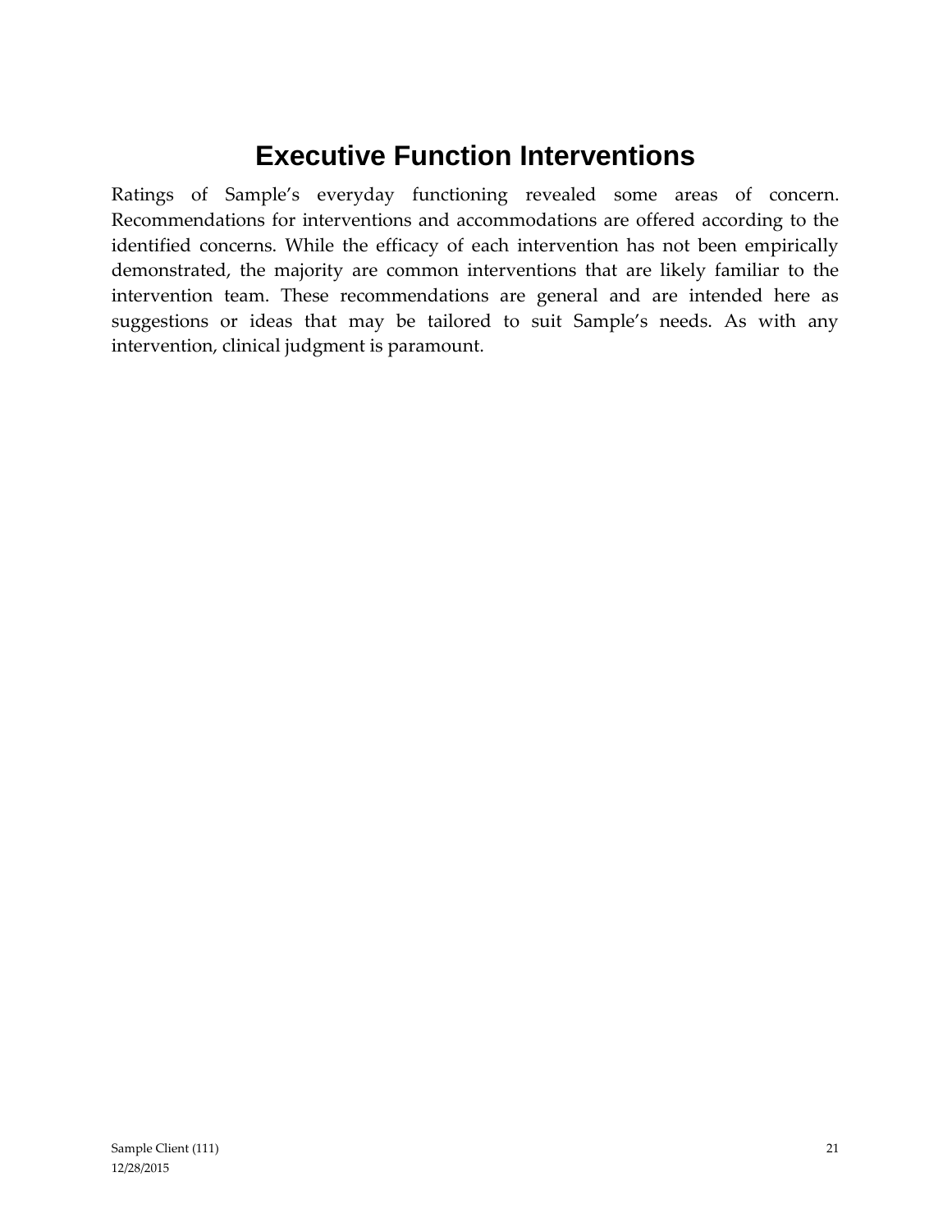# Executive Function Interventions

Ratings of Sample's everyday functioning revealed some areas of concern. Recommendations for interventions and accommodations are offered according to the identified concerns. While the efficacy of each intervention has not been empirically demonstrated, the majority are common interventions that are likely familiar to the intervention team. These recommendations are general and are intended here as suggestions or ideas that may be tailored to suit Sample's needs. As with any intervention, clinical judgment is paramount.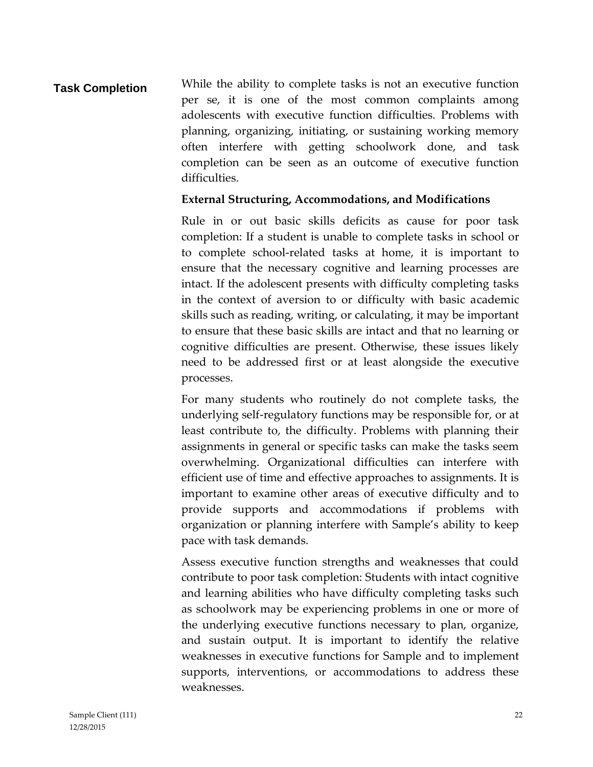## Task Completion

While the ability to complete tasks is not an executive function per se, it is one of the most common complaints among adolescents with executive function difficulties. Problems with planning, organizing, initiating, or sustaining working memory often interfere with getting schoolwork done, and task completion can be seen as an outcome of executive function difficulties.

**External Structuring, Accommodations, and Modifications**

Rule in or out basic skills deficits as cause for poor task completion: If a student is unable to complete tasks in school or to complete school-related tasks at home, it is important to ensure that the necessary cognitive and learning processes are intact. If the adolescent presents with difficulty completing tasks in the context of aversion to or difficulty with basic academic skills such as reading, writing, or calculating, it may be important to ensure that these basic skills are intact and that no learning or cognitive difficulties are present. Otherwise, these issues likely need to be addressed first or at least alongside the executive processes.

For many students who routinely do not complete tasks, the underlying self-regulatory functions may be responsible for, or at least contribute to, the difficulty. Problems with planning their assignments in general or specific tasks can make the tasks seem overwhelming. Organizational difficulties can interfere with efficient use of time and effective approaches to assignments. It is important to examine other areas of executive difficulty and to provide supports and accommodations if problems with organization or planning interfere with Sample's ability to keep pace with task demands.

Assess executive function strengths and weaknesses that could contribute to poor task completion: Students with intact cognitive and learning abilities who have difficulty completing tasks such as schoolwork may be experiencing problems in one or more of the underlying executive functions necessary to plan, organize, and sustain output. It is important to identify the relative weaknesses in executive functions for Sample and to implement supports, interventions, or accommodations to address these weaknesses.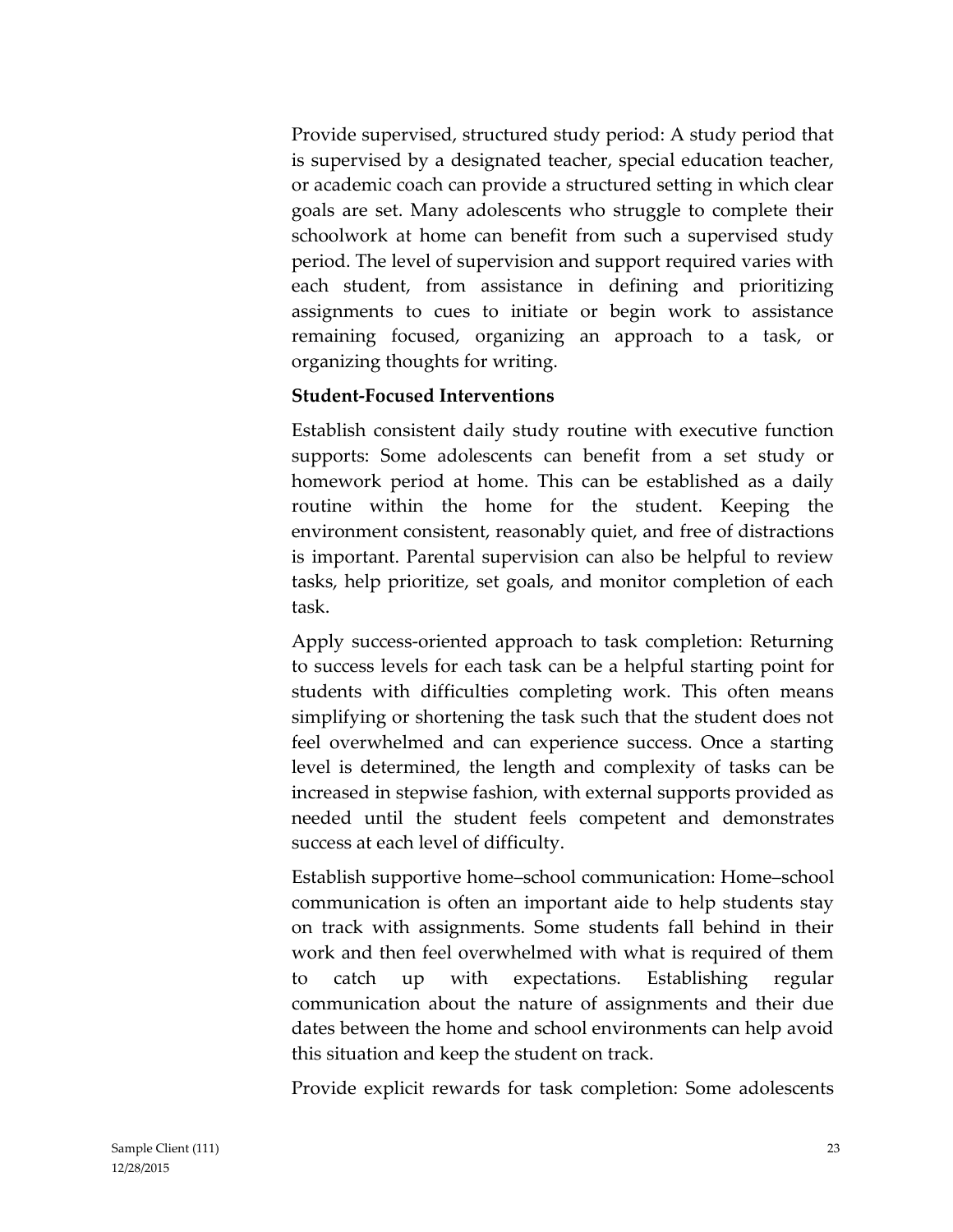Provide supervised, structured study period: A study period that is supervised by a designated teacher, special education teacher, or academic coach can provide a structured setting in which clear goals are set. Many adolescents who struggle to complete their schoolwork at home can benefit from such a supervised study period. The level of supervision and support required varies with each student, from assistance in defining and prioritizing assignments to cues to initiate or begin work to assistance remaining focused, organizing an approach to a task, or organizing thoughts for writing.

**Student-Focused Interventions**

Establish consistent daily study routine with executive function supports: Some adolescents can benefit from a set study or homework period at home. This can be established as a daily routine within the home for the student. Keeping the environment consistent, reasonably quiet, and free of distractions is important. Parental supervision can also be helpful to review tasks, help prioritize, set goals, and monitor completion of each task.

Apply success-oriented approach to task completion: Returning to success levels for each task can be a helpful starting point for students with difficulties completing work. This often means simplifying or shortening the task such that the student does not feel overwhelmed and can experience success. Once a starting level is determined, the length and complexity of tasks can be increased in stepwise fashion, with external supports provided as needed until the student feels competent and demonstrates success at each level of difficulty.

Establish supportive home–school communication: Home–school communication is often an important aide to help students stay on track with assignments. Some students fall behind in their work and then feel overwhelmed with what is required of them to catch up with expectations. Establishing regular communication about the nature of assignments and their due dates between the home and school environments can help avoid this situation and keep the student on track.

Provide explicit rewards for task completion: Some adolescents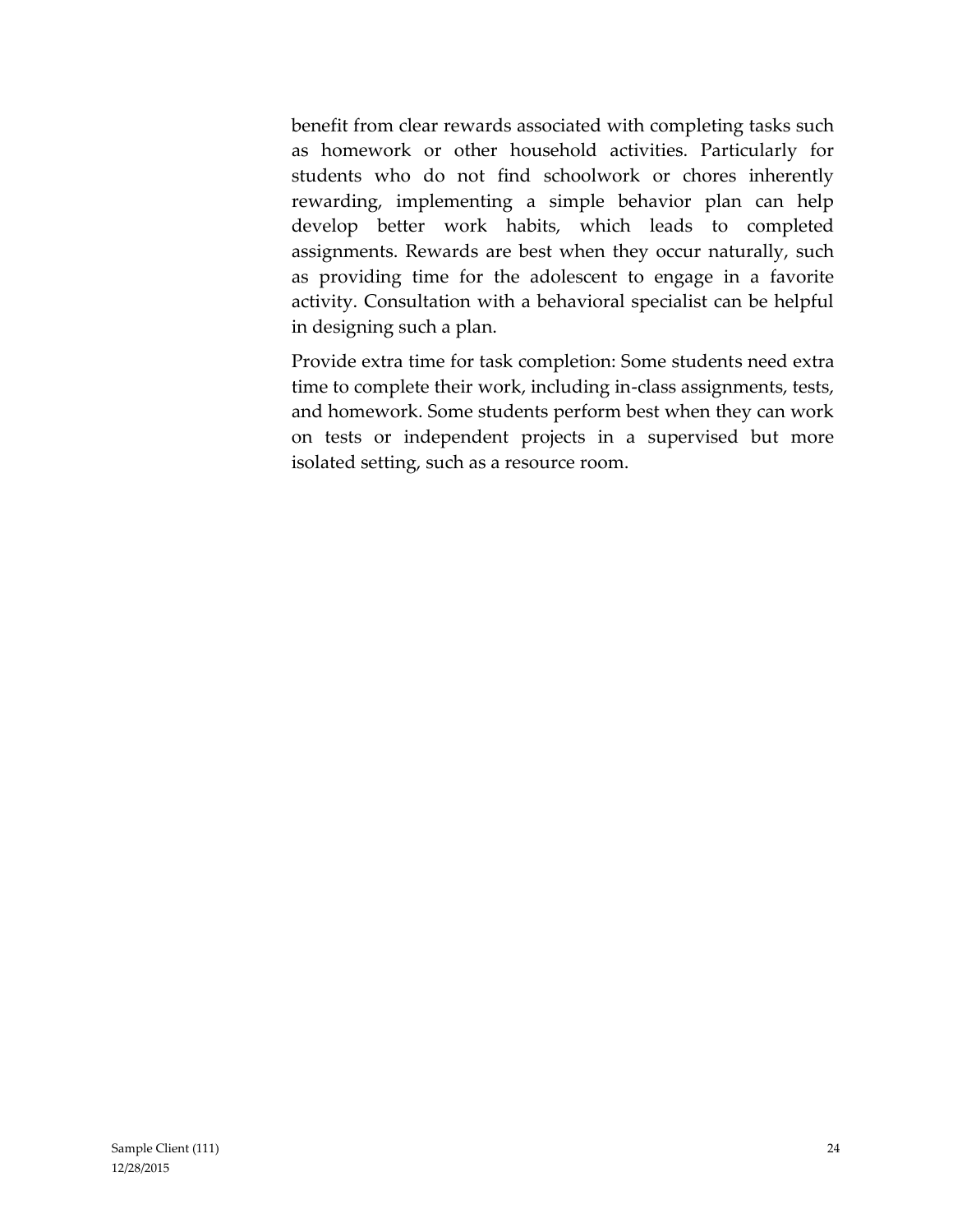benefit from clear rewards associated with completing tasks such as homework or other household activities. Particularly for students who do not find schoolwork or chores inherently rewarding, implementing a simple behavior plan can help develop better work habits, which leads to completed assignments. Rewards are best when they occur naturally, such as providing time for the adolescent to engage in a favorite activity. Consultation with a behavioral specialist can be helpful in designing such a plan.

Provide extra time for task completion: Some students need extra time to complete their work, including in-class assignments, tests, and homework. Some students perform best when they can work on tests or independent projects in a supervised but more isolated setting, such as a resource room.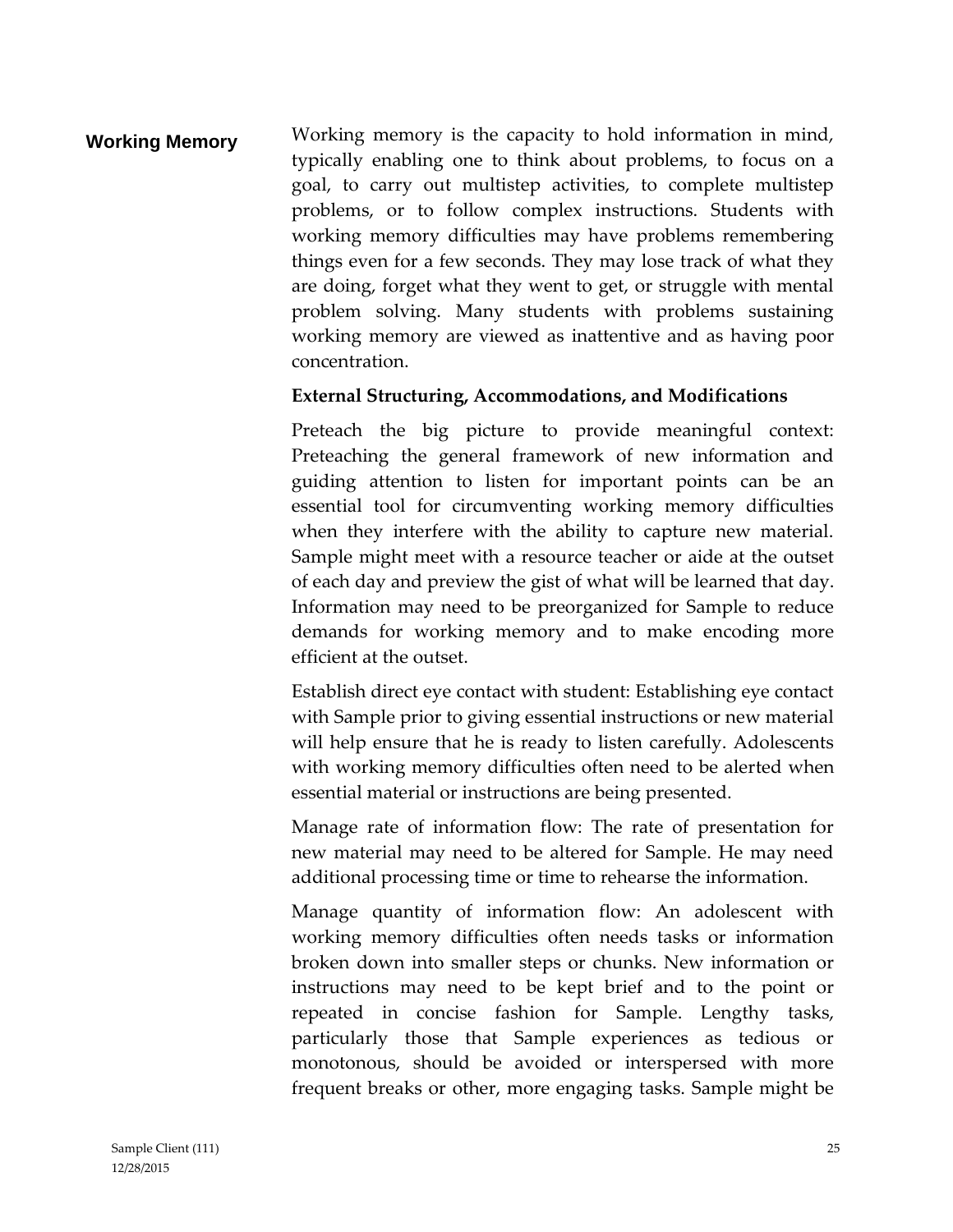## Working Memory

Working memory is the capacity to hold information in mind, typically enabling one to think about problems, to focus on a goal, to carry out multistep activities, to complete multistep problems, or to follow complex instructions. Students with working memory difficulties may have problems remembering things even for a few seconds. They may lose track of what they are doing, forget what they went to get, or struggle with mental problem solving. Many students with problems sustaining working memory are viewed as inattentive and as having poor concentration.

**External Structuring, Accommodations, and Modifications**

Preteach the big picture to provide meaningful context: Preteaching the general framework of new information and guiding attention to listen for important points can be an essential tool for circumventing working memory difficulties when they interfere with the ability to capture new material. Sample might meet with a resource teacher or aide at the outset of each day and preview the gist of what will be learned that day. Information may need to be preorganized for Sample to reduce demands for working memory and to make encoding more efficient at the outset.

Establish direct eye contact with student: Establishing eye contact with Sample prior to giving essential instructions or new material will help ensure that he is ready to listen carefully. Adolescents with working memory difficulties often need to be alerted when essential material or instructions are being presented.

Manage rate of information flow: The rate of presentation for new material may need to be altered for Sample. He may need additional processing time or time to rehearse the information.

Manage quantity of information flow: An adolescent with working memory difficulties often needs tasks or information broken down into smaller steps or chunks. New information or instructions may need to be kept brief and to the point or repeated in concise fashion for Sample. Lengthy tasks, particularly those that Sample experiences as tedious or monotonous, should be avoided or interspersed with more frequent breaks or other, more engaging tasks. Sample might be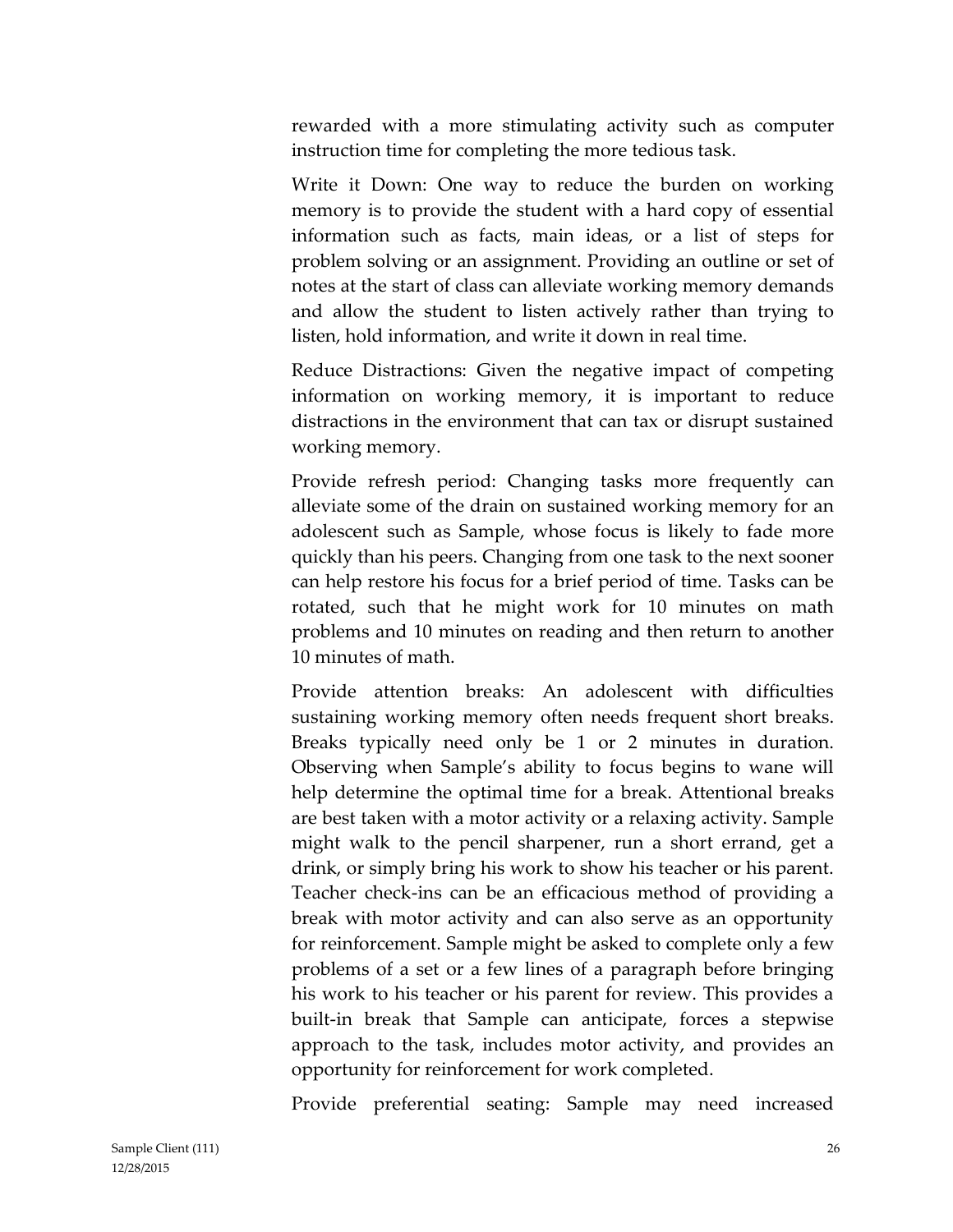rewarded with a more stimulating activity such as computer instruction time for completing the more tedious task.

Write it Down: One way to reduce the burden on working memory is to provide the student with a hard copy of essential information such as facts, main ideas, or a list of steps for problem solving or an assignment. Providing an outline or set of notes at the start of class can alleviate working memory demands and allow the student to listen actively rather than trying to listen, hold information, and write it down in real time.

Reduce Distractions: Given the negative impact of competing information on working memory, it is important to reduce distractions in the environment that can tax or disrupt sustained working memory.

Provide refresh period: Changing tasks more frequently can alleviate some of the drain on sustained working memory for an adolescent such as Sample, whose focus is likely to fade more quickly than his peers. Changing from one task to the next sooner can help restore his focus for a brief period of time. Tasks can be rotated, such that he might work for 10 minutes on math problems and 10 minutes on reading and then return to another 10 minutes of math.

Provide attention breaks: An adolescent with difficulties sustaining working memory often needs frequent short breaks. Breaks typically need only be 1 or 2 minutes in duration. Observing when Sample's ability to focus begins to wane will help determine the optimal time for a break. Attentional breaks are best taken with a motor activity or a relaxing activity. Sample might walk to the pencil sharpener, run a short errand, get a drink, or simply bring his work to show his teacher or his parent. Teacher check-ins can be an efficacious method of providing a break with motor activity and can also serve as an opportunity for reinforcement. Sample might be asked to complete only a few problems of a set or a few lines of a paragraph before bringing his work to his teacher or his parent for review. This provides a built-in break that Sample can anticipate, forces a stepwise approach to the task, includes motor activity, and provides an opportunity for reinforcement for work completed.

Provide preferential seating: Sample may need increased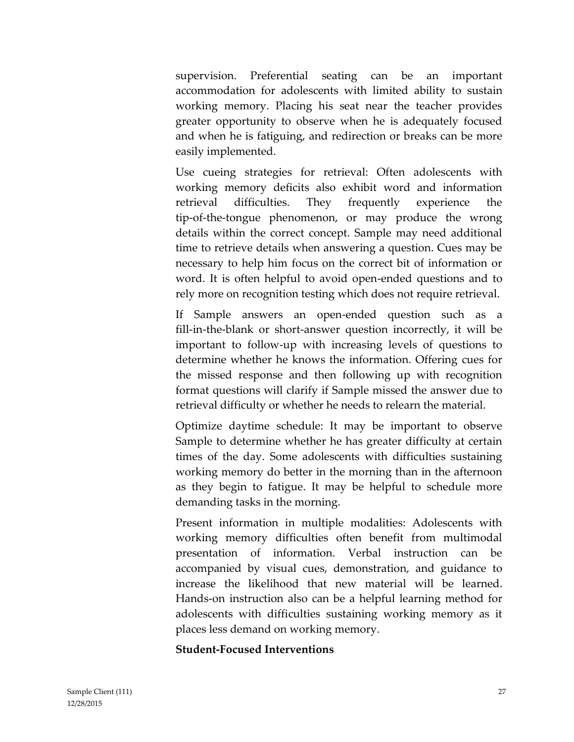supervision. Preferential seating can be an important accommodation for adolescents with limited ability to sustain working memory. Placing his seat near the teacher provides greater opportunity to observe when he is adequately focused and when he is fatiguing, and redirection or breaks can be more easily implemented.

Use cueing strategies for retrieval: Often adolescents with working memory deficits also exhibit word and information retrieval difficulties. They frequently experience the tip-of-the-tongue phenomenon, or may produce the wrong details within the correct concept. Sample may need additional time to retrieve details when answering a question. Cues may be necessary to help him focus on the correct bit of information or word. It is often helpful to avoid open-ended questions and to rely more on recognition testing which does not require retrieval.

If Sample answers an open-ended question such as a fill-in-the-blank or short-answer question incorrectly, it will be important to follow-up with increasing levels of questions to determine whether he knows the information. Offering cues for the missed response and then following up with recognition format questions will clarify if Sample missed the answer due to retrieval difficulty or whether he needs to relearn the material.

Optimize daytime schedule: It may be important to observe Sample to determine whether he has greater difficulty at certain times of the day. Some adolescents with difficulties sustaining working memory do better in the morning than in the afternoon as they begin to fatigue. It may be helpful to schedule more demanding tasks in the morning.

Present information in multiple modalities: Adolescents with working memory difficulties often benefit from multimodal presentation of information. Verbal instruction can be accompanied by visual cues, demonstration, and guidance to increase the likelihood that new material will be learned. Hands-on instruction also can be a helpful learning method for adolescents with difficulties sustaining working memory as it places less demand on working memory.

**Student-Focused Interventions**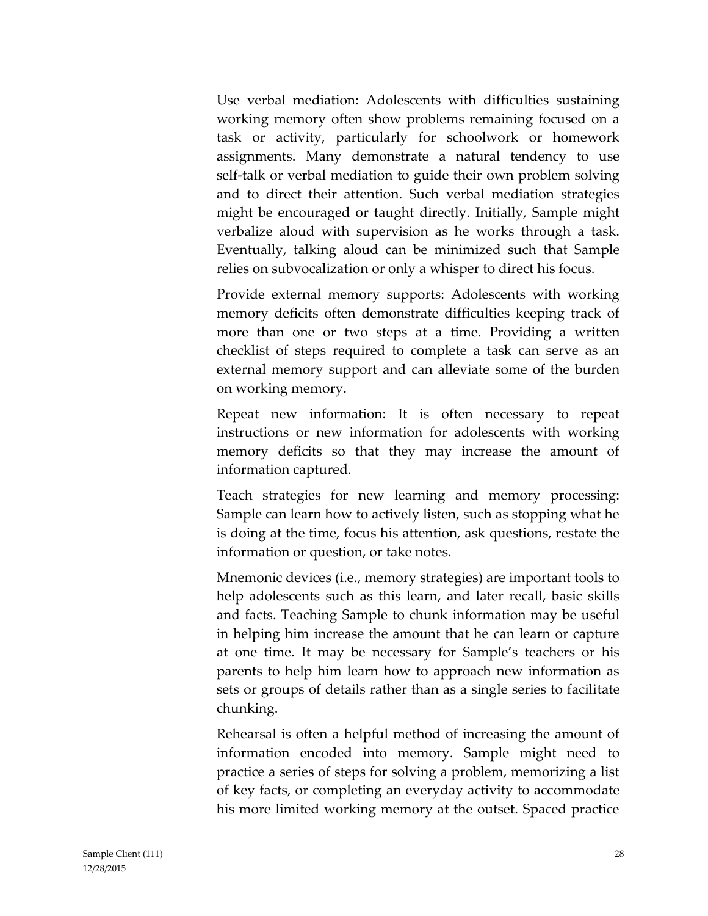Use verbal mediation: Adolescents with difficulties sustaining working memory often show problems remaining focused on a task or activity, particularly for schoolwork or homework assignments. Many demonstrate a natural tendency to use self-talk or verbal mediation to guide their own problem solving and to direct their attention. Such verbal mediation strategies might be encouraged or taught directly. Initially, Sample might verbalize aloud with supervision as he works through a task. Eventually, talking aloud can be minimized such that Sample relies on subvocalization or only a whisper to direct his focus.

Provide external memory supports: Adolescents with working memory deficits often demonstrate difficulties keeping track of more than one or two steps at a time. Providing a written checklist of steps required to complete a task can serve as an external memory support and can alleviate some of the burden on working memory.

Repeat new information: It is often necessary to repeat instructions or new information for adolescents with working memory deficits so that they may increase the amount of information captured.

Teach strategies for new learning and memory processing: Sample can learn how to actively listen, such as stopping what he is doing at the time, focus his attention, ask questions, restate the information or question, or take notes.

Mnemonic devices (i.e., memory strategies) are important tools to help adolescents such as this learn, and later recall, basic skills and facts. Teaching Sample to chunk information may be useful in helping him increase the amount that he can learn or capture at one time. It may be necessary for Sample's teachers or his parents to help him learn how to approach new information as sets or groups of details rather than as a single series to facilitate chunking.

Rehearsal is often a helpful method of increasing the amount of information encoded into memory. Sample might need to practice a series of steps for solving a problem, memorizing a list of key facts, or completing an everyday activity to accommodate his more limited working memory at the outset. Spaced practice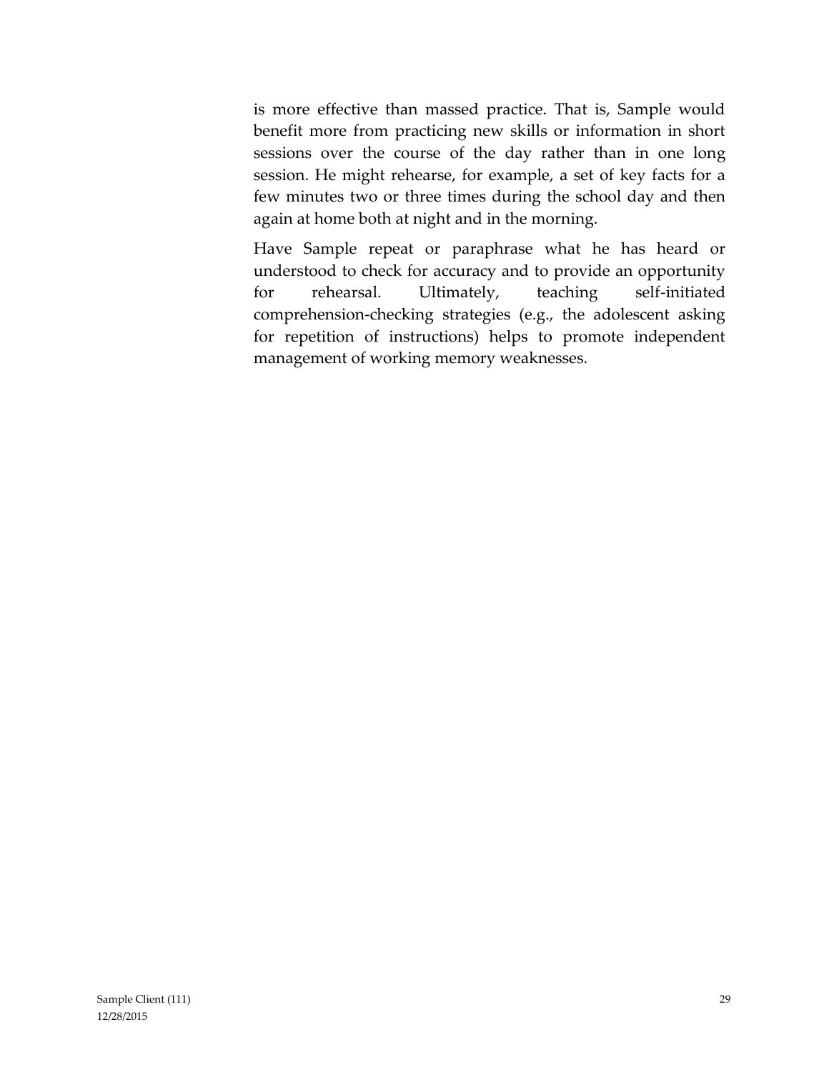is more effective than massed practice. That is, Sample would benefit more from practicing new skills or information in short sessions over the course of the day rather than in one long session. He might rehearse, for example, a set of key facts for a few minutes two or three times during the school day and then again at home both at night and in the morning.

Have Sample repeat or paraphrase what he has heard or understood to check for accuracy and to provide an opportunity for rehearsal. Ultimately, teaching self-initiated comprehension-checking strategies (e.g., the adolescent asking for repetition of instructions) helps to promote independent management of working memory weaknesses.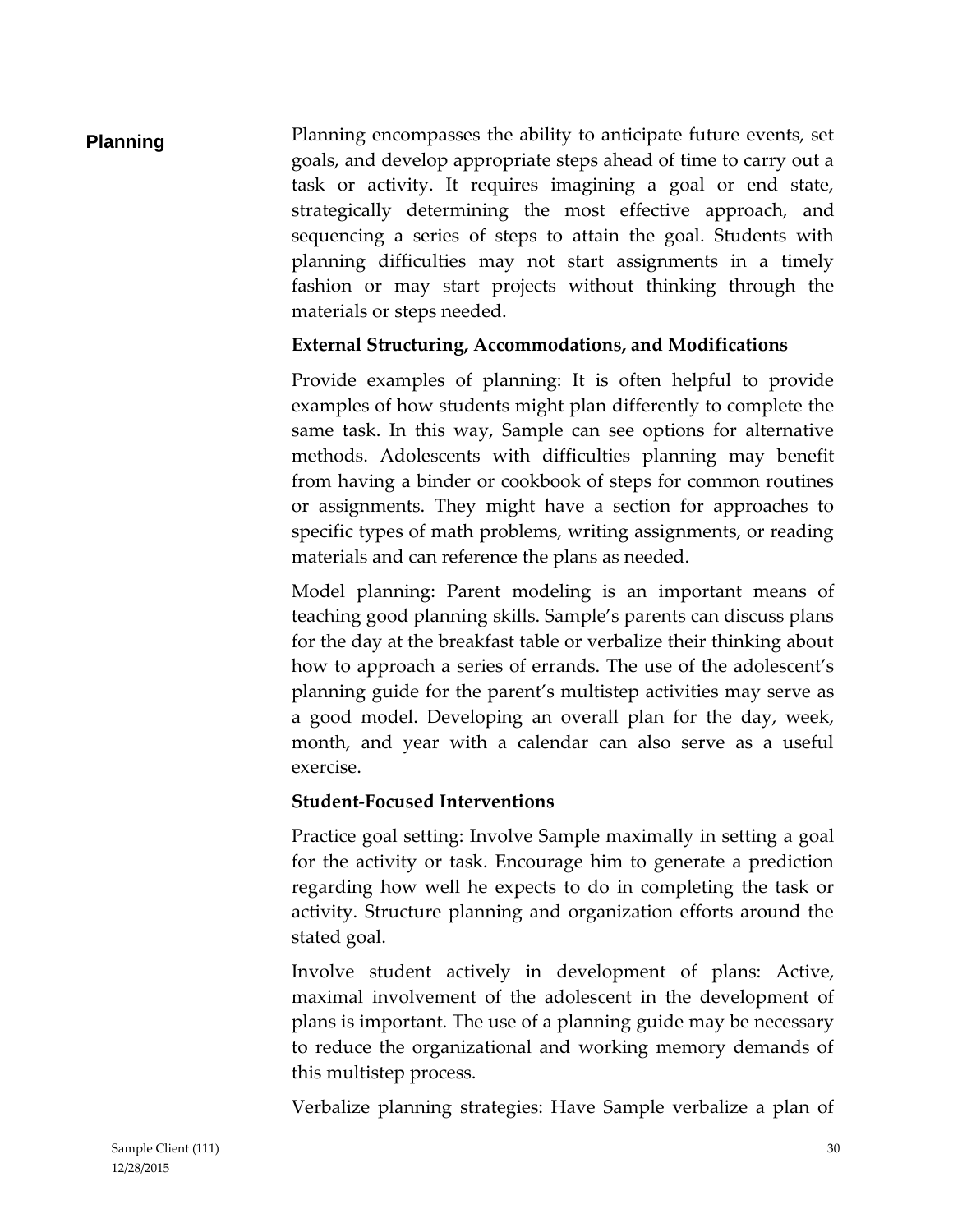## Planning

Planning encompasses the ability to anticipate future events, set goals, and develop appropriate steps ahead of time to carry out a task or activity. It requires imagining a goal or end state, strategically determining the most effective approach, and sequencing a series of steps to attain the goal. Students with planning difficulties may not start assignments in a timely fashion or may start projects without thinking through the materials or steps needed.

**External Structuring, Accommodations, and Modifications**

Provide examples of planning: It is often helpful to provide examples of how students might plan differently to complete the same task. In this way, Sample can see options for alternative methods. Adolescents with difficulties planning may benefit from having a binder or cookbook of steps for common routines or assignments. They might have a section for approaches to specific types of math problems, writing assignments, or reading materials and can reference the plans as needed.

Model planning: Parent modeling is an important means of teaching good planning skills. Sample's parents can discuss plans for the day at the breakfast table or verbalize their thinking about how to approach a series of errands. The use of the adolescent's planning guide for the parent's multistep activities may serve as a good model. Developing an overall plan for the day, week, month, and year with a calendar can also serve as a useful exercise.

**Student-Focused Interventions**

Practice goal setting: Involve Sample maximally in setting a goal for the activity or task. Encourage him to generate a prediction regarding how well he expects to do in completing the task or activity. Structure planning and organization efforts around the stated goal.

Involve student actively in development of plans: Active, maximal involvement of the adolescent in the development of plans is important. The use of a planning guide may be necessary to reduce the organizational and working memory demands of this multistep process.

Verbalize planning strategies: Have Sample verbalize a plan of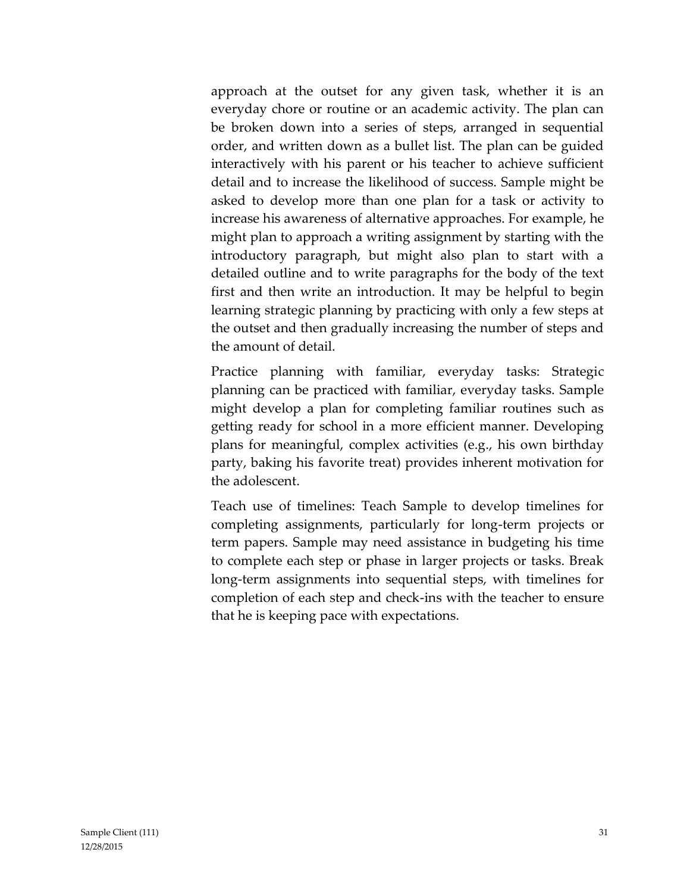approach at the outset for any given task, whether it is an everyday chore or routine or an academic activity. The plan can be broken down into a series of steps, arranged in sequential order, and written down as a bullet list. The plan can be guided interactively with his parent or his teacher to achieve sufficient detail and to increase the likelihood of success. Sample might be asked to develop more than one plan for a task or activity to increase his awareness of alternative approaches. For example, he might plan to approach a writing assignment by starting with the introductory paragraph, but might also plan to start with a detailed outline and to write paragraphs for the body of the text first and then write an introduction. It may be helpful to begin learning strategic planning by practicing with only a few steps at the outset and then gradually increasing the number of steps and the amount of detail.

Practice planning with familiar, everyday tasks: Strategic planning can be practiced with familiar, everyday tasks. Sample might develop a plan for completing familiar routines such as getting ready for school in a more efficient manner. Developing plans for meaningful, complex activities (e.g., his own birthday party, baking his favorite treat) provides inherent motivation for the adolescent.

Teach use of timelines: Teach Sample to develop timelines for completing assignments, particularly for long-term projects or term papers. Sample may need assistance in budgeting his time to complete each step or phase in larger projects or tasks. Break long-term assignments into sequential steps, with timelines for completion of each step and check-ins with the teacher to ensure that he is keeping pace with expectations.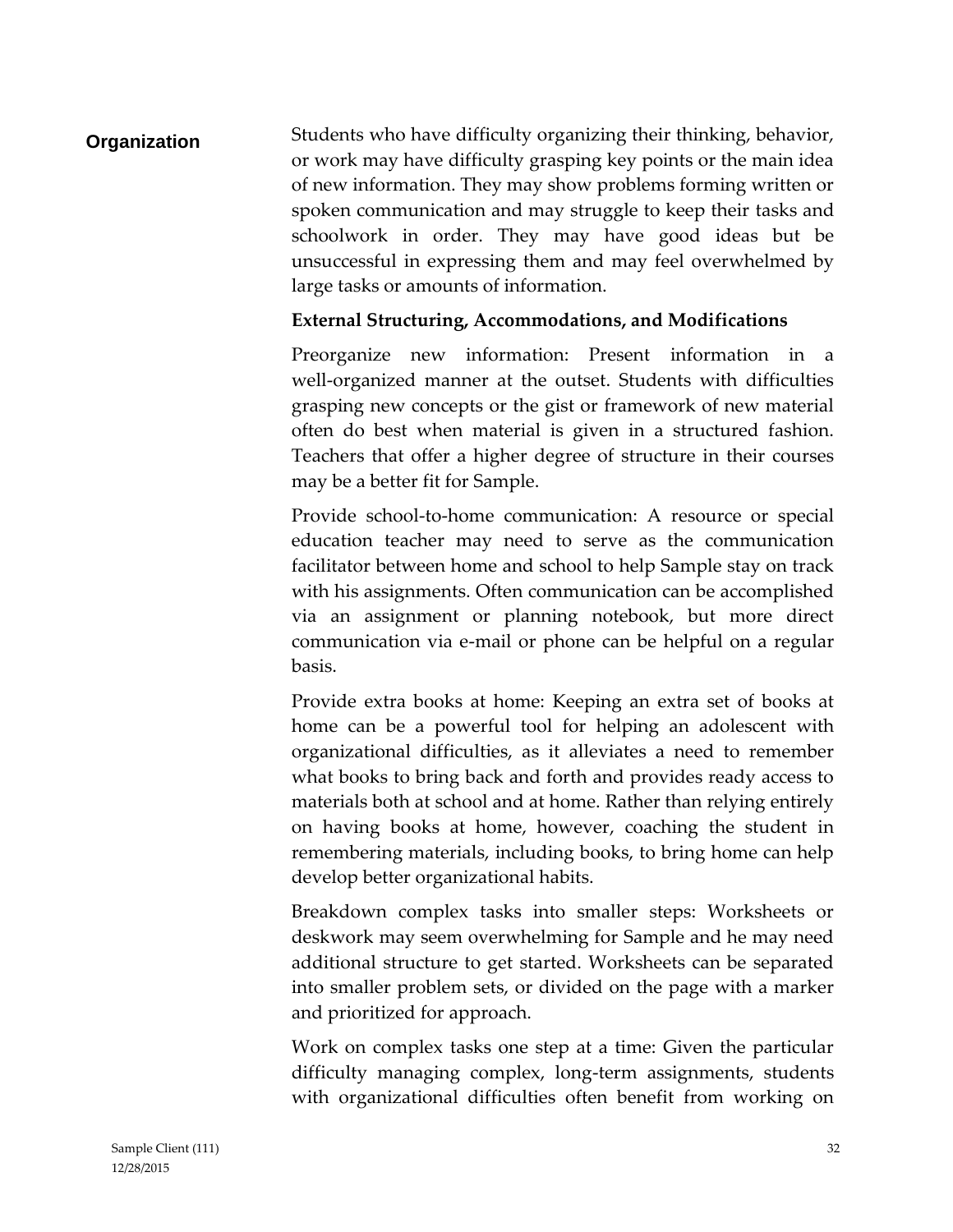## Organization

Students who have difficulty organizing their thinking, behavior, or work may have difficulty grasping key points or the main idea of new information. They may show problems forming written or spoken communication and may struggle to keep their tasks and schoolwork in order. They may have good ideas but be unsuccessful in expressing them and may feel overwhelmed by large tasks or amounts of information.

**External Structuring, Accommodations, and Modifications**

Preorganize new information: Present information in a well-organized manner at the outset. Students with difficulties grasping new concepts or the gist or framework of new material often do best when material is given in a structured fashion. Teachers that offer a higher degree of structure in their courses may be a better fit for Sample.

Provide school-to-home communication: A resource or special education teacher may need to serve as the communication facilitator between home and school to help Sample stay on track with his assignments. Often communication can be accomplished via an assignment or planning notebook, but more direct communication via e-mail or phone can be helpful on a regular basis.

Provide extra books at home: Keeping an extra set of books at home can be a powerful tool for helping an adolescent with organizational difficulties, as it alleviates a need to remember what books to bring back and forth and provides ready access to materials both at school and at home. Rather than relying entirely on having books at home, however, coaching the student in remembering materials, including books, to bring home can help develop better organizational habits.

Breakdown complex tasks into smaller steps: Worksheets or deskwork may seem overwhelming for Sample and he may need additional structure to get started. Worksheets can be separated into smaller problem sets, or divided on the page with a marker and prioritized for approach.

Work on complex tasks one step at a time: Given the particular difficulty managing complex, long-term assignments, students with organizational difficulties often benefit from working on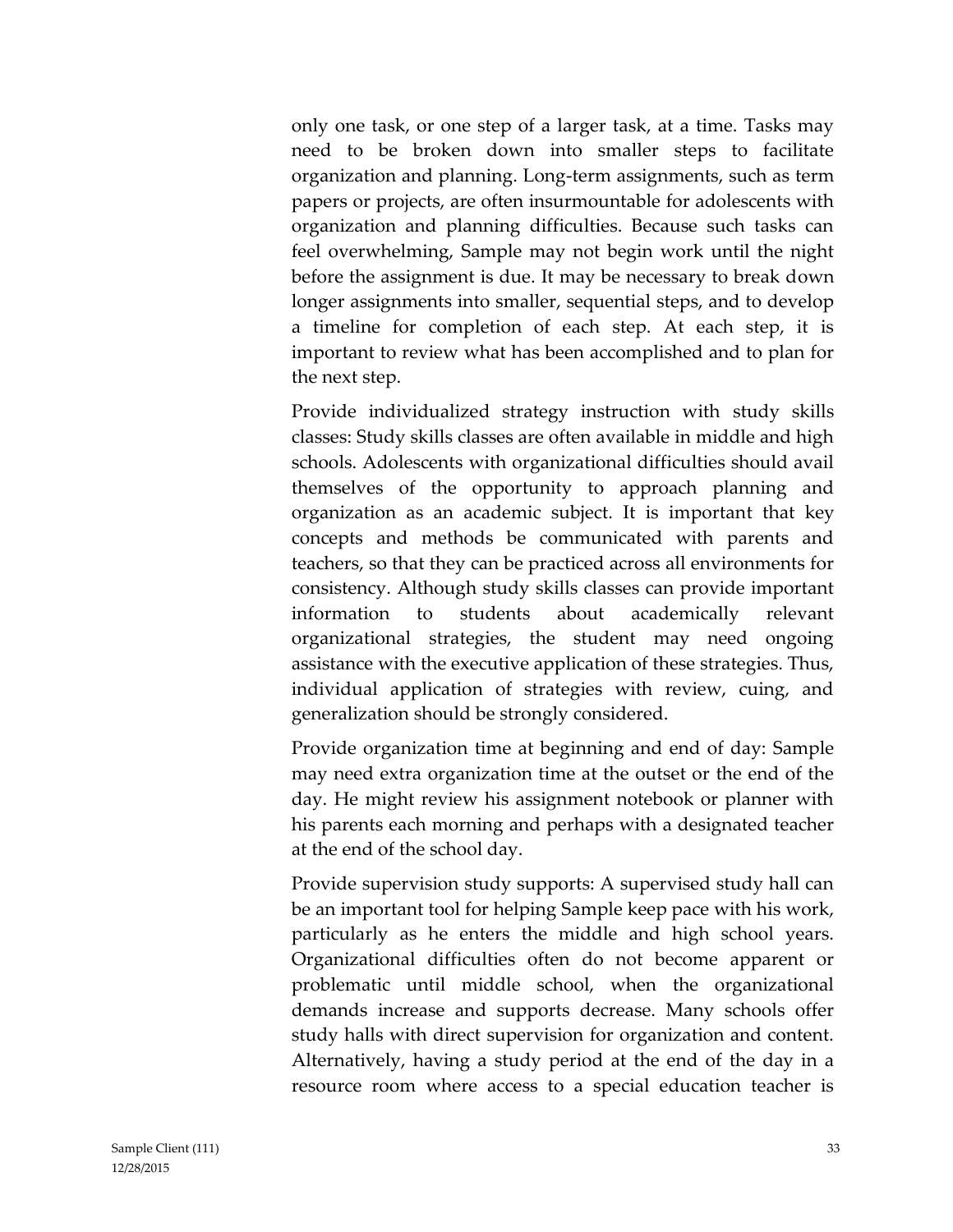only one task, or one step of a larger task, at a time. Tasks may need to be broken down into smaller steps to facilitate organization and planning. Long-term assignments, such as term papers or projects, are often insurmountable for adolescents with organization and planning difficulties. Because such tasks can feel overwhelming, Sample may not begin work until the night before the assignment is due. It may be necessary to break down longer assignments into smaller, sequential steps, and to develop a timeline for completion of each step. At each step, it is important to review what has been accomplished and to plan for the next step.

Provide individualized strategy instruction with study skills classes: Study skills classes are often available in middle and high schools. Adolescents with organizational difficulties should avail themselves of the opportunity to approach planning and organization as an academic subject. It is important that key concepts and methods be communicated with parents and teachers, so that they can be practiced across all environments for consistency. Although study skills classes can provide important information to students about academically relevant organizational strategies, the student may need ongoing assistance with the executive application of these strategies. Thus, individual application of strategies with review, cuing, and generalization should be strongly considered.

Provide organization time at beginning and end of day: Sample may need extra organization time at the outset or the end of the day. He might review his assignment notebook or planner with his parents each morning and perhaps with a designated teacher at the end of the school day.

Provide supervision study supports: A supervised study hall can be an important tool for helping Sample keep pace with his work, particularly as he enters the middle and high school years. Organizational difficulties often do not become apparent or problematic until middle school, when the organizational demands increase and supports decrease. Many schools offer study halls with direct supervision for organization and content. Alternatively, having a study period at the end of the day in a resource room where access to a special education teacher is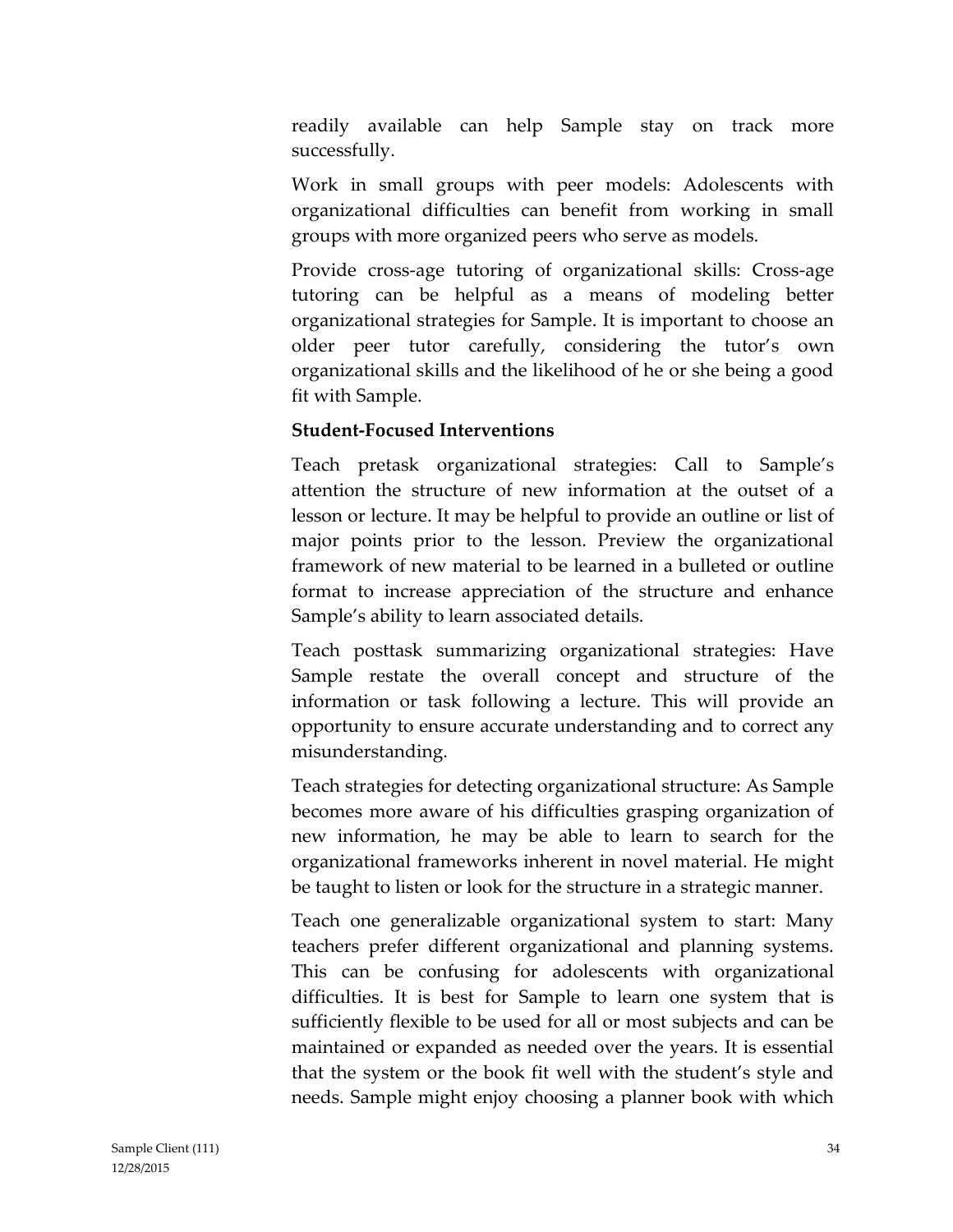readily available can help Sample stay on track more successfully.

Work in small groups with peer models: Adolescents with organizational difficulties can benefit from working in small groups with more organized peers who serve as models.

Provide cross-age tutoring of organizational skills: Cross-age tutoring can be helpful as a means of modeling better organizational strategies for Sample. It is important to choose an older peer tutor carefully, considering the tutor's own organizational skills and the likelihood of he or she being a good fit with Sample.

**Student-Focused Interventions**

Teach pretask organizational strategies: Call to Sample's attention the structure of new information at the outset of a lesson or lecture. It may be helpful to provide an outline or list of major points prior to the lesson. Preview the organizational framework of new material to be learned in a bulleted or outline format to increase appreciation of the structure and enhance Sample's ability to learn associated details.

Teach posttask summarizing organizational strategies: Have Sample restate the overall concept and structure of the information or task following a lecture. This will provide an opportunity to ensure accurate understanding and to correct any misunderstanding.

Teach strategies for detecting organizational structure: As Sample becomes more aware of his difficulties grasping organization of new information, he may be able to learn to search for the organizational frameworks inherent in novel material. He might be taught to listen or look for the structure in a strategic manner.

Teach one generalizable organizational system to start: Many teachers prefer different organizational and planning systems. This can be confusing for adolescents with organizational difficulties. It is best for Sample to learn one system that is sufficiently flexible to be used for all or most subjects and can be maintained or expanded as needed over the years. It is essential that the system or the book fit well with the student's style and needs. Sample might enjoy choosing a planner book with which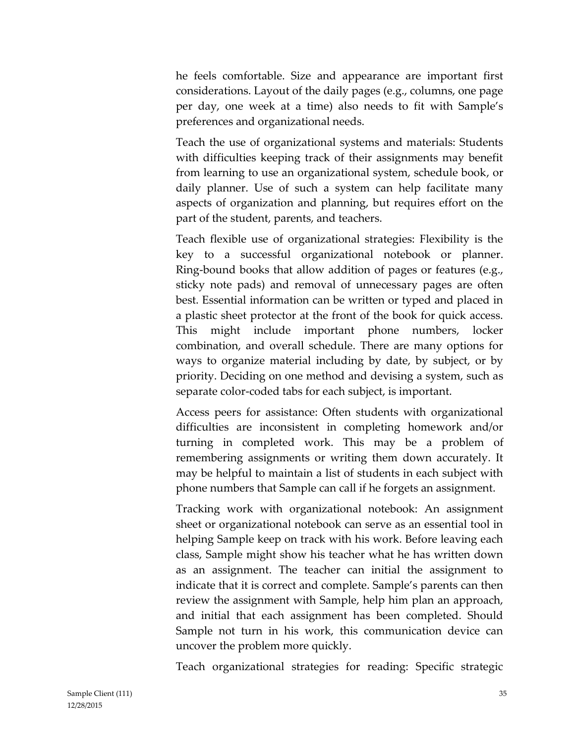he feels comfortable. Size and appearance are important first considerations. Layout of the daily pages (e.g., columns, one page per day, one week at a time) also needs to fit with Sample's preferences and organizational needs.

Teach the use of organizational systems and materials: Students with difficulties keeping track of their assignments may benefit from learning to use an organizational system, schedule book, or daily planner. Use of such a system can help facilitate many aspects of organization and planning, but requires effort on the part of the student, parents, and teachers.

Teach flexible use of organizational strategies: Flexibility is the key to a successful organizational notebook or planner. Ring-bound books that allow addition of pages or features (e.g., sticky note pads) and removal of unnecessary pages are often best. Essential information can be written or typed and placed in a plastic sheet protector at the front of the book for quick access. This might include important phone numbers, locker combination, and overall schedule. There are many options for ways to organize material including by date, by subject, or by priority. Deciding on one method and devising a system, such as separate color-coded tabs for each subject, is important.

Access peers for assistance: Often students with organizational difficulties are inconsistent in completing homework and/or turning in completed work. This may be a problem of remembering assignments or writing them down accurately. It may be helpful to maintain a list of students in each subject with phone numbers that Sample can call if he forgets an assignment.

Tracking work with organizational notebook: An assignment sheet or organizational notebook can serve as an essential tool in helping Sample keep on track with his work. Before leaving each class, Sample might show his teacher what he has written down as an assignment. The teacher can initial the assignment to indicate that it is correct and complete. Sample's parents can then review the assignment with Sample, help him plan an approach, and initial that each assignment has been completed. Should Sample not turn in his work, this communication device can uncover the problem more quickly.

Teach organizational strategies for reading: Specific strategic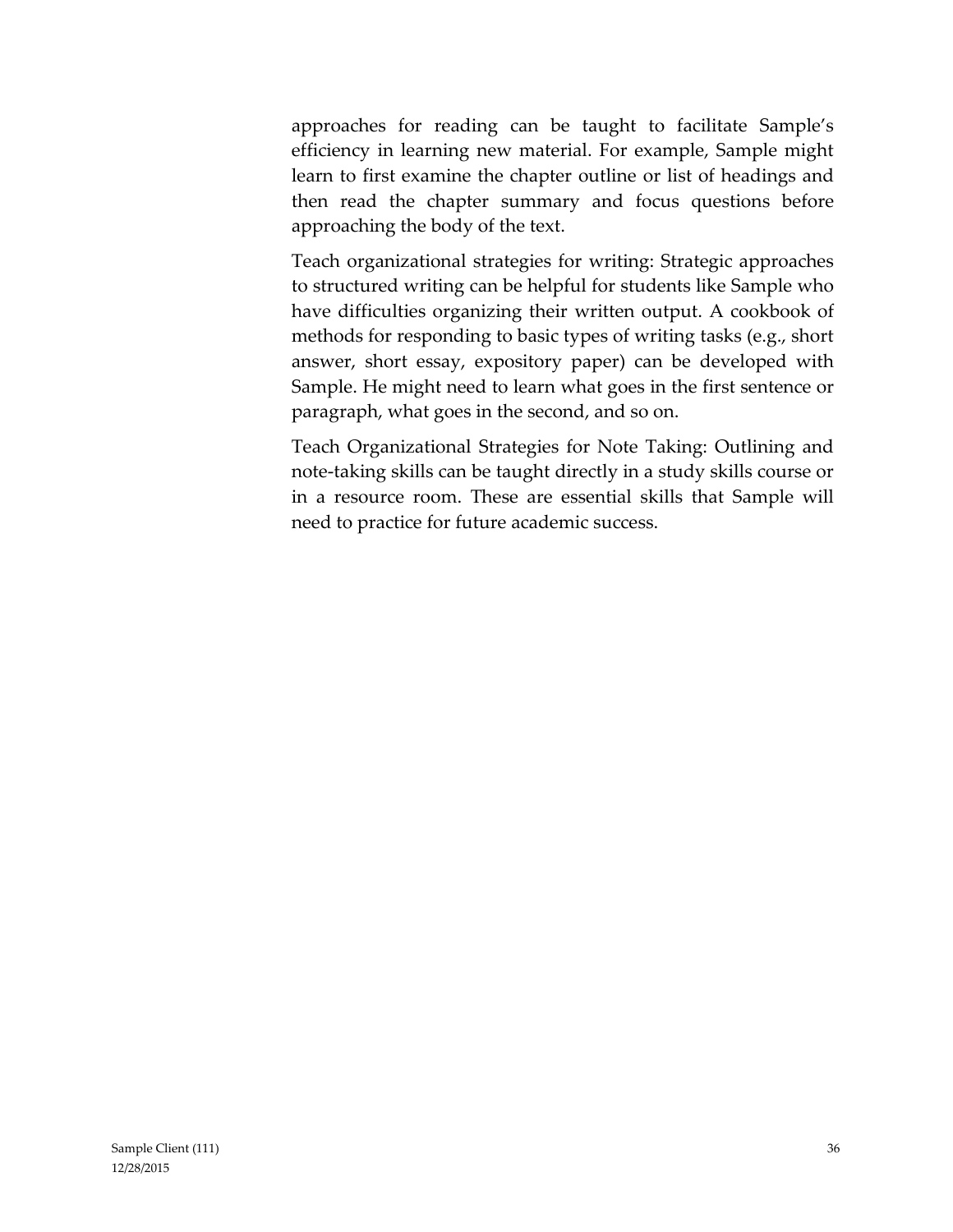approaches for reading can be taught to facilitate Sample's efficiency in learning new material. For example, Sample might learn to first examine the chapter outline or list of headings and then read the chapter summary and focus questions before approaching the body of the text.

Teach organizational strategies for writing: Strategic approaches to structured writing can be helpful for students like Sample who have difficulties organizing their written output. A cookbook of methods for responding to basic types of writing tasks (e.g., short answer, short essay, expository paper) can be developed with Sample. He might need to learn what goes in the first sentence or paragraph, what goes in the second, and so on.

Teach Organizational Strategies for Note Taking: Outlining and note-taking skills can be taught directly in a study skills course or in a resource room. These are essential skills that Sample will need to practice for future academic success.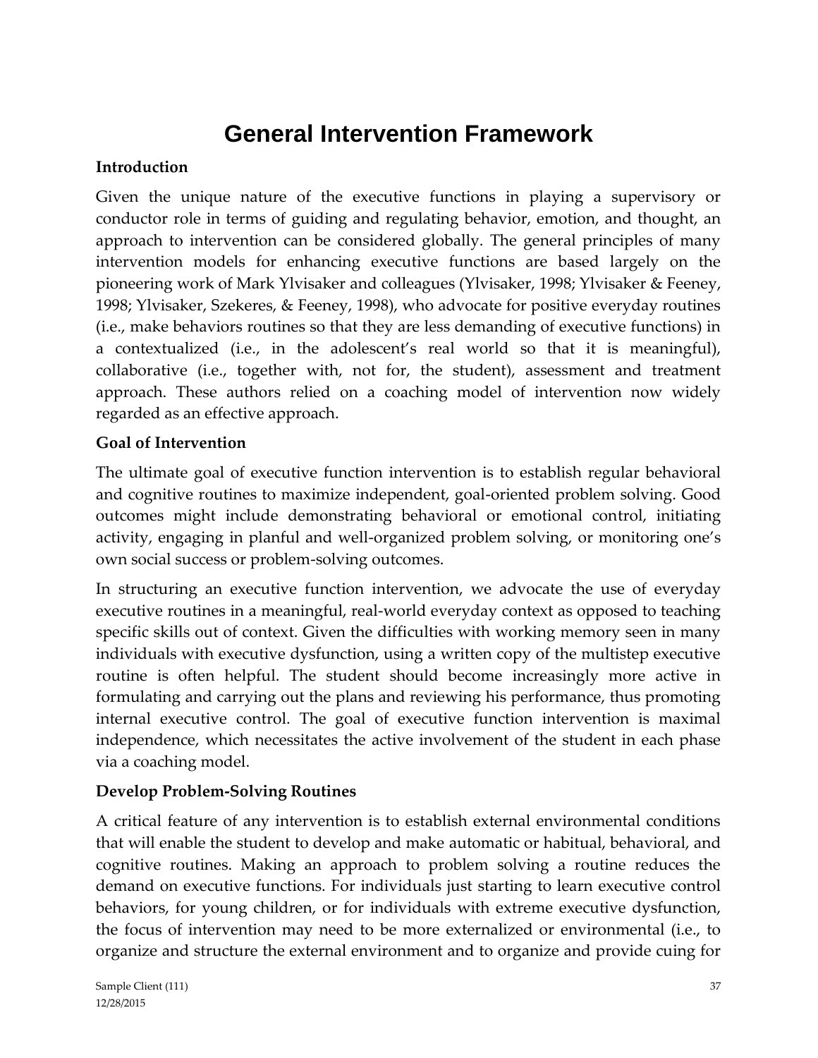# General Intervention Framework

**Introduction**

Given the unique nature of the executive functions in playing a supervisory or conductor role in terms of guiding and regulating behavior, emotion, and thought, an approach to intervention can be considered globally. The general principles of many intervention models for enhancing executive functions are based largely on the pioneering work of Mark Ylvisaker and colleagues (Ylvisaker, 1998; Ylvisaker & Feeney, 1998; Ylvisaker, Szekeres, & Feeney, 1998), who advocate for positive everyday routines (i.e., make behaviors routines so that they are less demanding of executive functions) in a contextualized (i.e., in the adolescent's real world so that it is meaningful), collaborative (i.e., together with, not for, the student), assessment and treatment approach. These authors relied on a coaching model of intervention now widely regarded as an effective approach.

**Goal of Intervention**

The ultimate goal of executive function intervention is to establish regular behavioral and cognitive routines to maximize independent, goal-oriented problem solving. Good outcomes might include demonstrating behavioral or emotional control, initiating activity, engaging in planful and well-organized problem solving, or monitoring one's own social success or problem-solving outcomes.

In structuring an executive function intervention, we advocate the use of everyday executive routines in a meaningful, real-world everyday context as opposed to teaching specific skills out of context. Given the difficulties with working memory seen in many individuals with executive dysfunction, using a written copy of the multistep executive routine is often helpful. The student should become increasingly more active in formulating and carrying out the plans and reviewing his performance, thus promoting internal executive control. The goal of executive function intervention is maximal independence, which necessitates the active involvement of the student in each phase via a coaching model.

**Develop Problem-Solving Routines**

A critical feature of any intervention is to establish external environmental conditions that will enable the student to develop and make automatic or habitual, behavioral, and cognitive routines. Making an approach to problem solving a routine reduces the demand on executive functions. For individuals just starting to learn executive control behaviors, for young children, or for individuals with extreme executive dysfunction, the focus of intervention may need to be more externalized or environmental (i.e., to organize and structure the external environment and to organize and provide cuing for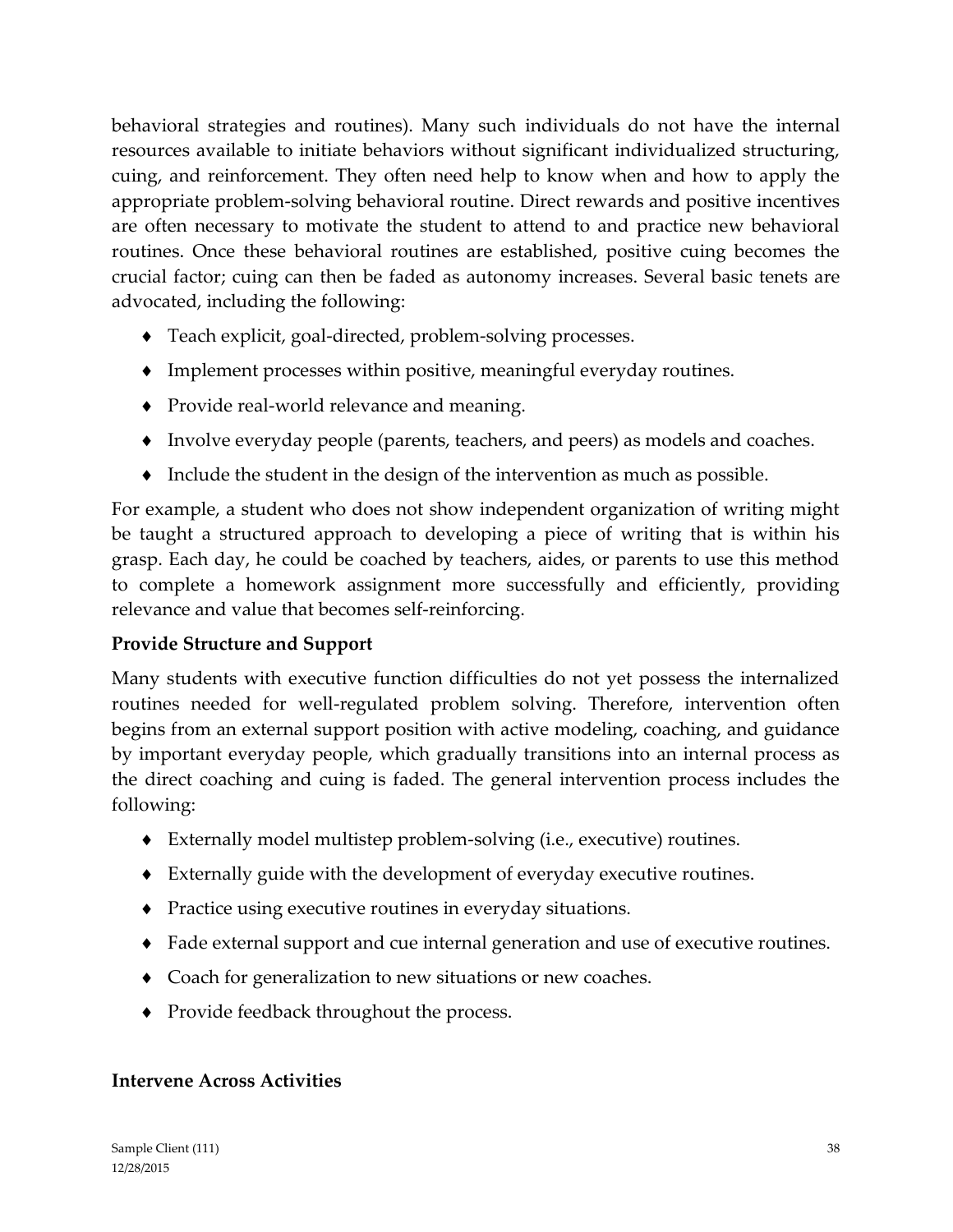behavioral strategies and routines). Many such individuals do not have the internal resources available to initiate behaviors without significant individualized structuring, cuing, and reinforcement. They often need help to know when and how to apply the appropriate problem-solving behavioral routine. Direct rewards and positive incentives are often necessary to motivate the student to attend to and practice new behavioral routines. Once these behavioral routines are established, positive cuing becomes the crucial factor; cuing can then be faded as autonomy increases. Several basic tenets are advocated, including the following:

- Teach explicit, goal-directed, problem-solving processes.
- Implement processes within positive, meaningful everyday routines.
- Provide real-world relevance and meaning.
- Involve everyday people (parents, teachers, and peers) as models and coaches.
- Include the student in the design of the intervention as much as possible.

For example, a student who does not show independent organization of writing might be taught a structured approach to developing a piece of writing that is within his grasp. Each day, he could be coached by teachers, aides, or parents to use this method to complete a homework assignment more successfully and efficiently, providing relevance and value that becomes self-reinforcing.

**Provide Structure and Support**

Many students with executive function difficulties do not yet possess the internalized routines needed for well-regulated problem solving. Therefore, intervention often begins from an external support position with active modeling, coaching, and guidance by important everyday people, which gradually transitions into an internal process as the direct coaching and cuing is faded. The general intervention process includes the following:

- Externally model multistep problem-solving (i.e., executive) routines.
- Externally guide with the development of everyday executive routines.
- Practice using executive routines in everyday situations.
- Fade external support and cue internal generation and use of executive routines.
- Coach for generalization to new situations or new coaches.
- Provide feedback throughout the process.

**Intervene Across Activities**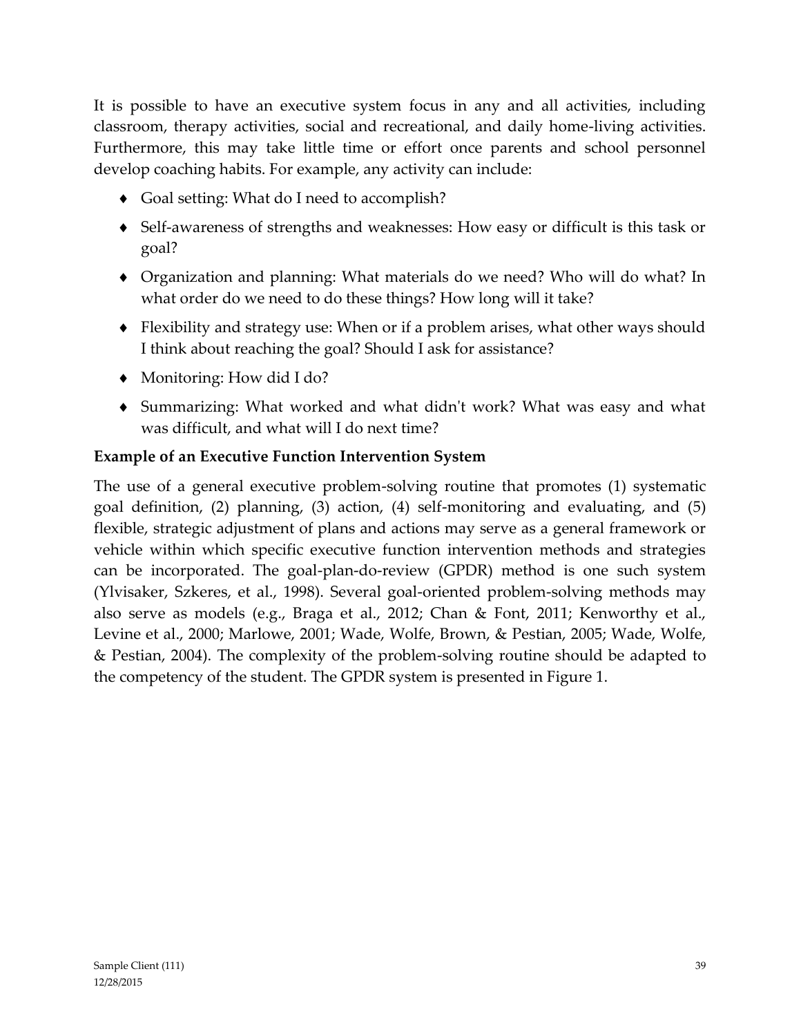It is possible to have an executive system focus in any and all activities, including classroom, therapy activities, social and recreational, and daily home-living activities. Furthermore, this may take little time or effort once parents and school personnel develop coaching habits. For example, any activity can include:

- Goal setting: What do I need to accomplish?
- Self-awareness of strengths and weaknesses: How easy or difficult is this task or goal?
- Organization and planning: What materials do we need? Who will do what? In what order do we need to do these things? How long will it take?
- Flexibility and strategy use: When or if a problem arises, what other ways should I think about reaching the goal? Should I ask for assistance?
- Monitoring: How did I do?
- Summarizing: What worked and what didn't work? What was easy and what was difficult, and what will I do next time?

**Example of an Executive Function Intervention System**

The use of a general executive problem-solving routine that promotes (1) systematic goal definition, (2) planning, (3) action, (4) self-monitoring and evaluating, and (5) flexible, strategic adjustment of plans and actions may serve as a general framework or vehicle within which specific executive function intervention methods and strategies can be incorporated. The goal-plan-do-review (GPDR) method is one such system (Ylvisaker, Szkeres, et al., 1998). Several goal-oriented problem-solving methods may also serve as models (e.g., Braga et al., 2012; Chan & Font, 2011; Kenworthy et al., Levine et al., 2000; Marlowe, 2001; Wade, Wolfe, Brown, & Pestian, 2005; Wade, Wolfe, & Pestian, 2004). The complexity of the problem-solving routine should be adapted to the competency of the student. The GPDR system is presented in Figure 1.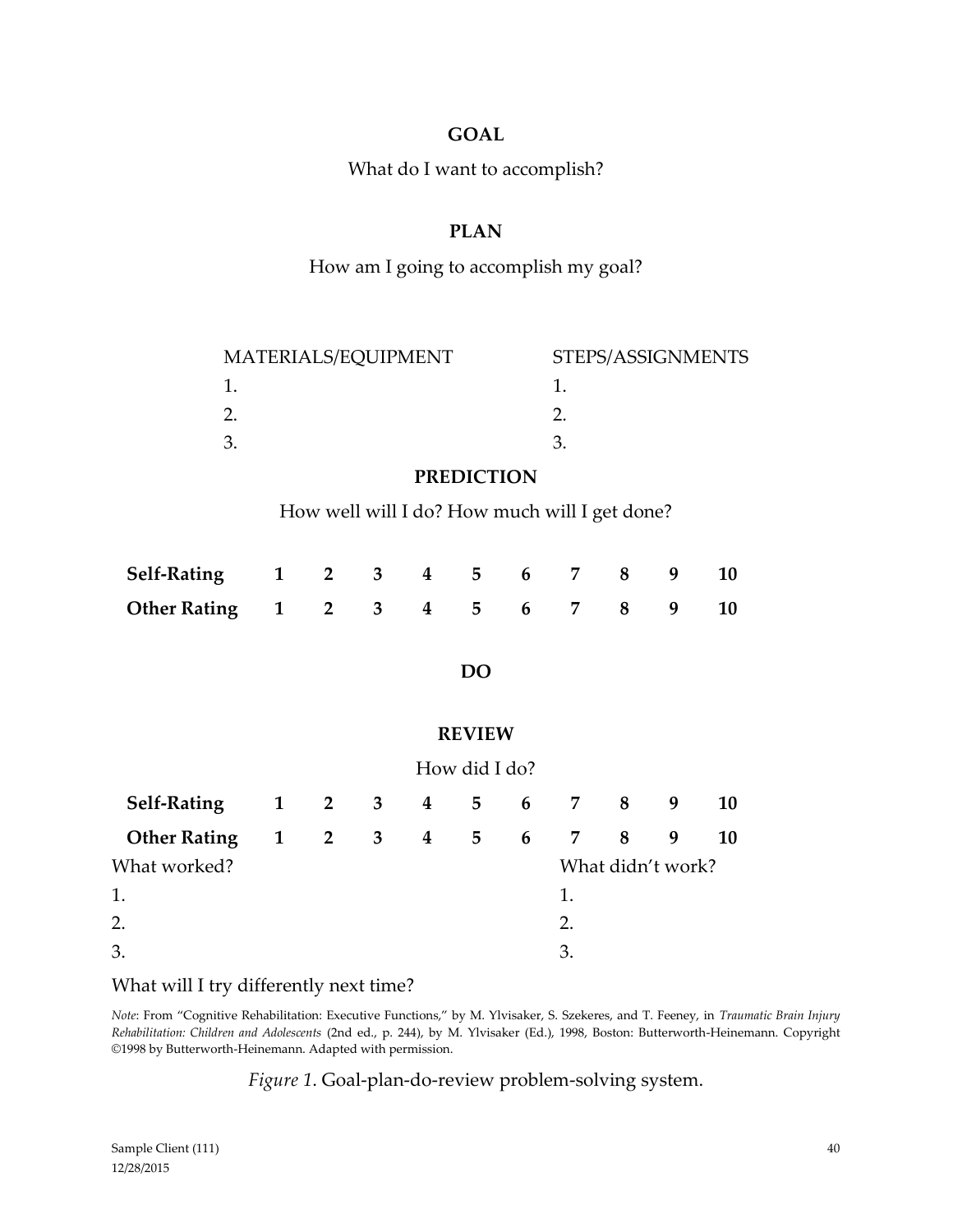**GOAL**

What do I want to accomplish?

**PLAN**

How am I going to accomplish my goal?

| MATERIALS/EQUIPMENT | STEPS/ASSIGNMENTS |
|---|---|
| 1. | 1. |
| 2. | 2. |
| 3. | 3. |

**PREDICTION**

How well will I do? How much will I get done?

| | | | | | | | | | | |
|---|---|---|---|---|---|---|---|---|---|---|
| **Self-Rating** | **1** | **2** | **3** | **4** | **5** | **6** | **7** | **8** | **9** | **10** |
| **Other Rating** | **1** | **2** | **3** | **4** | **5** | **6** | **7** | **8** | **9** | **10** |

**DO**

**REVIEW**

How did I do?

| | | | | | | | | | | |
|---|---|---|---|---|---|---|---|---|---|---|
| **Self-Rating** | **1** | **2** | **3** | **4** | **5** | **6** | **7** | **8** | **9** | **10** |
| **Other Rating** | **1** | **2** | **3** | **4** | **5** | **6** | **7** | **8** | **9** | **10** |

| What worked? | What didn't work? |
|---|---|
| 1. | 1. |
| 2. | 2. |
| 3. | 3. |

What will I try differently next time?

*Note*: From "Cognitive Rehabilitation: Executive Functions," by M. Ylvisaker, S. Szekeres, and T. Feeney, in *Traumatic Brain Injury Rehabilitation: Children and Adolescents* (2nd ed., p. 244), by M. Ylvisaker (Ed.), 1998, Boston: Butterworth-Heinemann. Copyright ©1998 by Butterworth-Heinemann. Adapted with permission.

*Figure 1*. Goal-plan-do-review problem-solving system.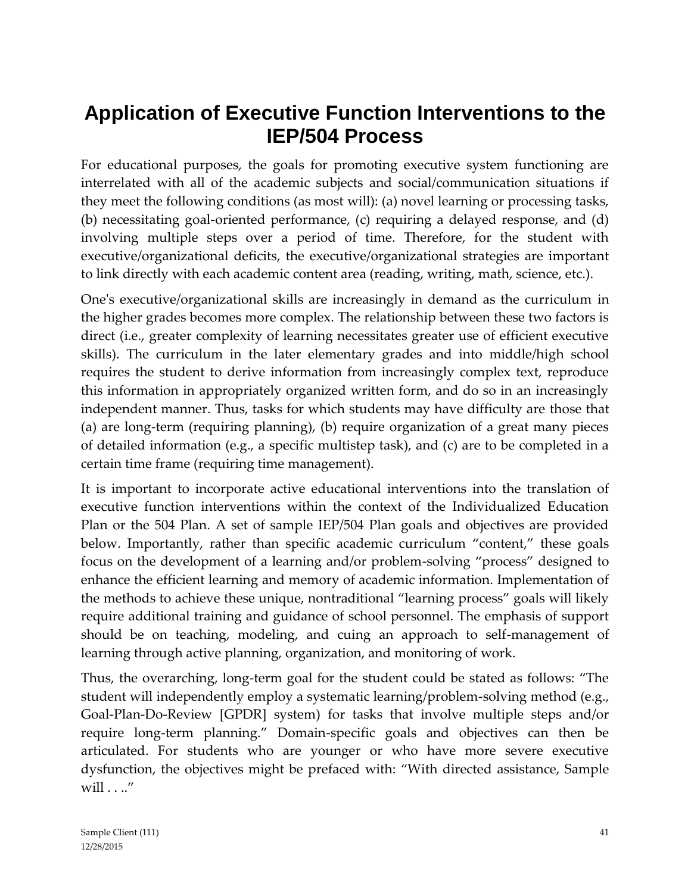# Application of Executive Function Interventions to the IEP/504 Process

For educational purposes, the goals for promoting executive system functioning are interrelated with all of the academic subjects and social/communication situations if they meet the following conditions (as most will): (a) novel learning or processing tasks, (b) necessitating goal-oriented performance, (c) requiring a delayed response, and (d) involving multiple steps over a period of time. Therefore, for the student with executive/organizational deficits, the executive/organizational strategies are important to link directly with each academic content area (reading, writing, math, science, etc.).

One's executive/organizational skills are increasingly in demand as the curriculum in the higher grades becomes more complex. The relationship between these two factors is direct (i.e., greater complexity of learning necessitates greater use of efficient executive skills). The curriculum in the later elementary grades and into middle/high school requires the student to derive information from increasingly complex text, reproduce this information in appropriately organized written form, and do so in an increasingly independent manner. Thus, tasks for which students may have difficulty are those that (a) are long-term (requiring planning), (b) require organization of a great many pieces of detailed information (e.g., a specific multistep task), and (c) are to be completed in a certain time frame (requiring time management).

It is important to incorporate active educational interventions into the translation of executive function interventions within the context of the Individualized Education Plan or the 504 Plan. A set of sample IEP/504 Plan goals and objectives are provided below. Importantly, rather than specific academic curriculum "content," these goals focus on the development of a learning and/or problem-solving "process" designed to enhance the efficient learning and memory of academic information. Implementation of the methods to achieve these unique, nontraditional "learning process" goals will likely require additional training and guidance of school personnel. The emphasis of support should be on teaching, modeling, and cuing an approach to self-management of learning through active planning, organization, and monitoring of work.

Thus, the overarching, long-term goal for the student could be stated as follows: "The student will independently employ a systematic learning/problem-solving method (e.g., Goal-Plan-Do-Review [GPDR] system) for tasks that involve multiple steps and/or require long-term planning." Domain-specific goals and objectives can then be articulated. For students who are younger or who have more severe executive dysfunction, the objectives might be prefaced with: "With directed assistance, Sample will . . .."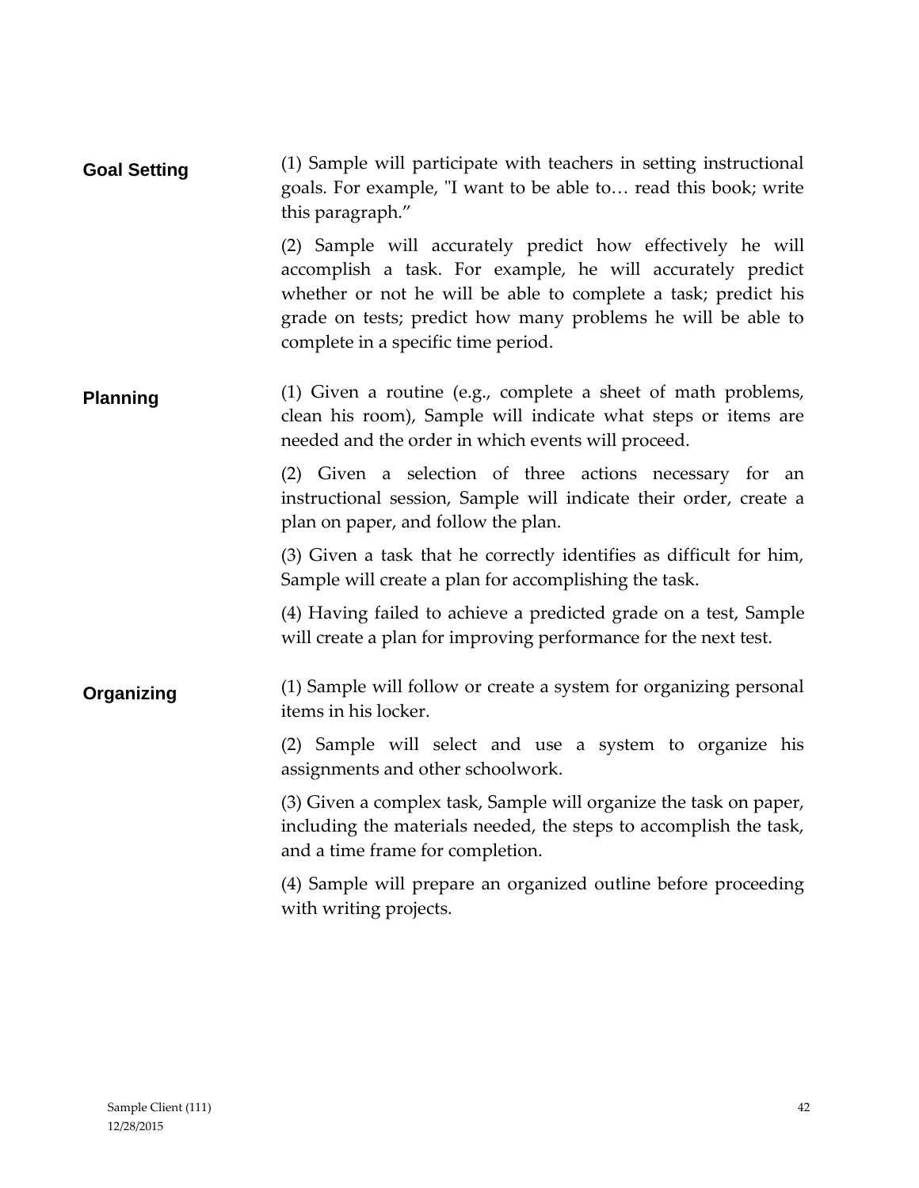**Goal Setting**

(1) Sample will participate with teachers in setting instructional goals. For example, "I want to be able to… read this book; write this paragraph."

(2) Sample will accurately predict how effectively he will accomplish a task. For example, he will accurately predict whether or not he will be able to complete a task; predict his grade on tests; predict how many problems he will be able to complete in a specific time period.

**Planning**

(1) Given a routine (e.g., complete a sheet of math problems, clean his room), Sample will indicate what steps or items are needed and the order in which events will proceed.

(2) Given a selection of three actions necessary for an instructional session, Sample will indicate their order, create a plan on paper, and follow the plan.

(3) Given a task that he correctly identifies as difficult for him, Sample will create a plan for accomplishing the task.

(4) Having failed to achieve a predicted grade on a test, Sample will create a plan for improving performance for the next test.

**Organizing**

(1) Sample will follow or create a system for organizing personal items in his locker.

(2) Sample will select and use a system to organize his assignments and other schoolwork.

(3) Given a complex task, Sample will organize the task on paper, including the materials needed, the steps to accomplish the task, and a time frame for completion.

(4) Sample will prepare an organized outline before proceeding with writing projects.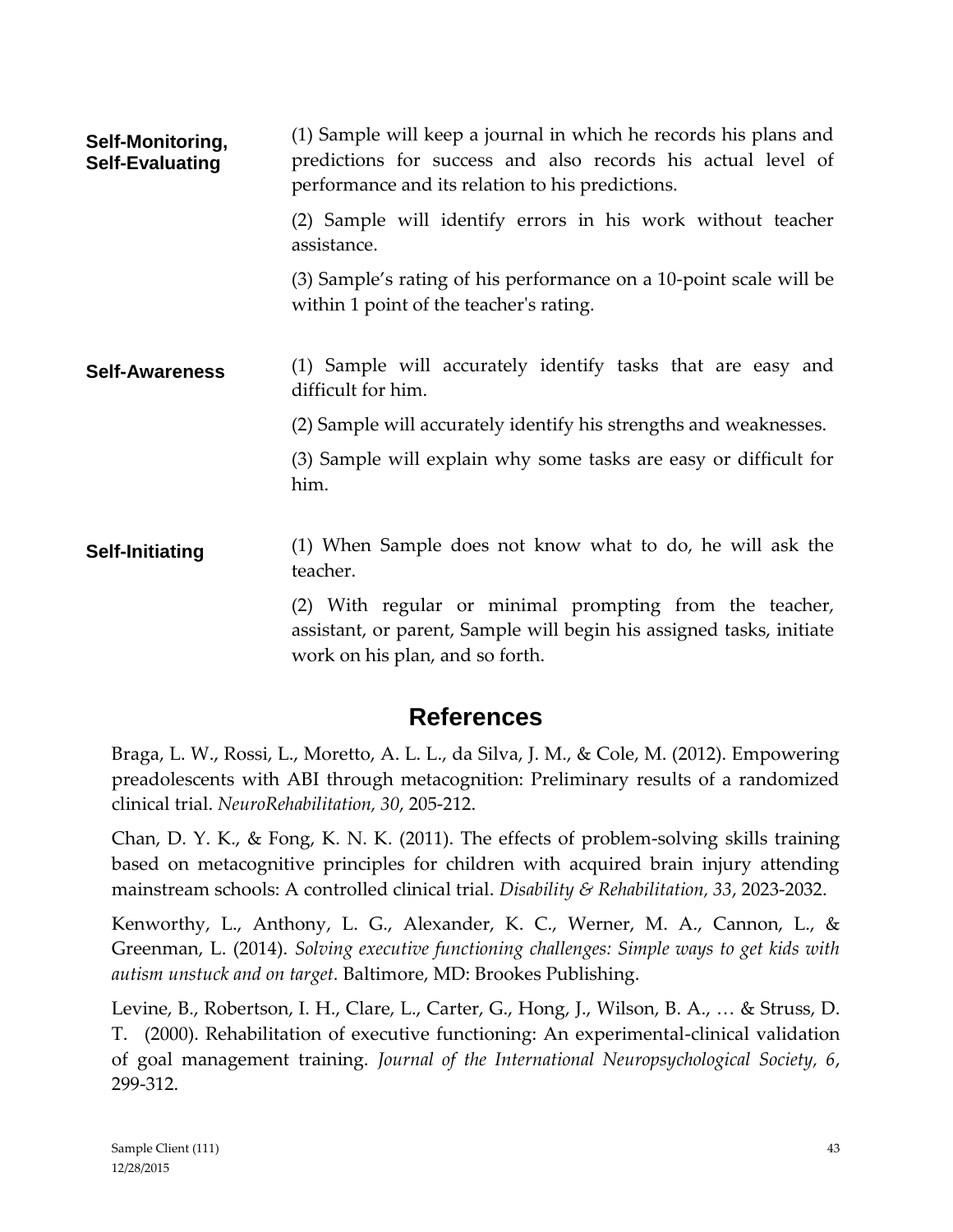| | |
|---|---|
| **Self-Monitoring, Self-Evaluating** | (1) Sample will keep a journal in which he records his plans and predictions for success and also records his actual level of performance and its relation to his predictions.<br><br>(2) Sample will identify errors in his work without teacher assistance.<br><br>(3) Sample's rating of his performance on a 10-point scale will be within 1 point of the teacher's rating. |
| **Self-Awareness** | (1) Sample will accurately identify tasks that are easy and difficult for him.<br><br>(2) Sample will accurately identify his strengths and weaknesses.<br><br>(3) Sample will explain why some tasks are easy or difficult for him. |
| **Self-Initiating** | (1) When Sample does not know what to do, he will ask the teacher.<br><br>(2) With regular or minimal prompting from the teacher, assistant, or parent, Sample will begin his assigned tasks, initiate work on his plan, and so forth. |

## References

Braga, L. W., Rossi, L., Moretto, A. L. L., da Silva, J. M., & Cole, M. (2012). Empowering preadolescents with ABI through metacognition: Preliminary results of a randomized clinical trial. *NeuroRehabilitation, 30*, 205-212.

Chan, D. Y. K., & Fong, K. N. K. (2011). The effects of problem-solving skills training based on metacognitive principles for children with acquired brain injury attending mainstream schools: A controlled clinical trial. *Disability & Rehabilitation, 33*, 2023-2032.

Kenworthy, L., Anthony, L. G., Alexander, K. C., Werner, M. A., Cannon, L., & Greenman, L. (2014). *Solving executive functioning challenges: Simple ways to get kids with autism unstuck and on target.* Baltimore, MD: Brookes Publishing.

Levine, B., Robertson, I. H., Clare, L., Carter, G., Hong, J., Wilson, B. A., … & Struss, D. T. (2000). Rehabilitation of executive functioning: An experimental-clinical validation of goal management training. *Journal of the International Neuropsychological Society, 6*, 299-312.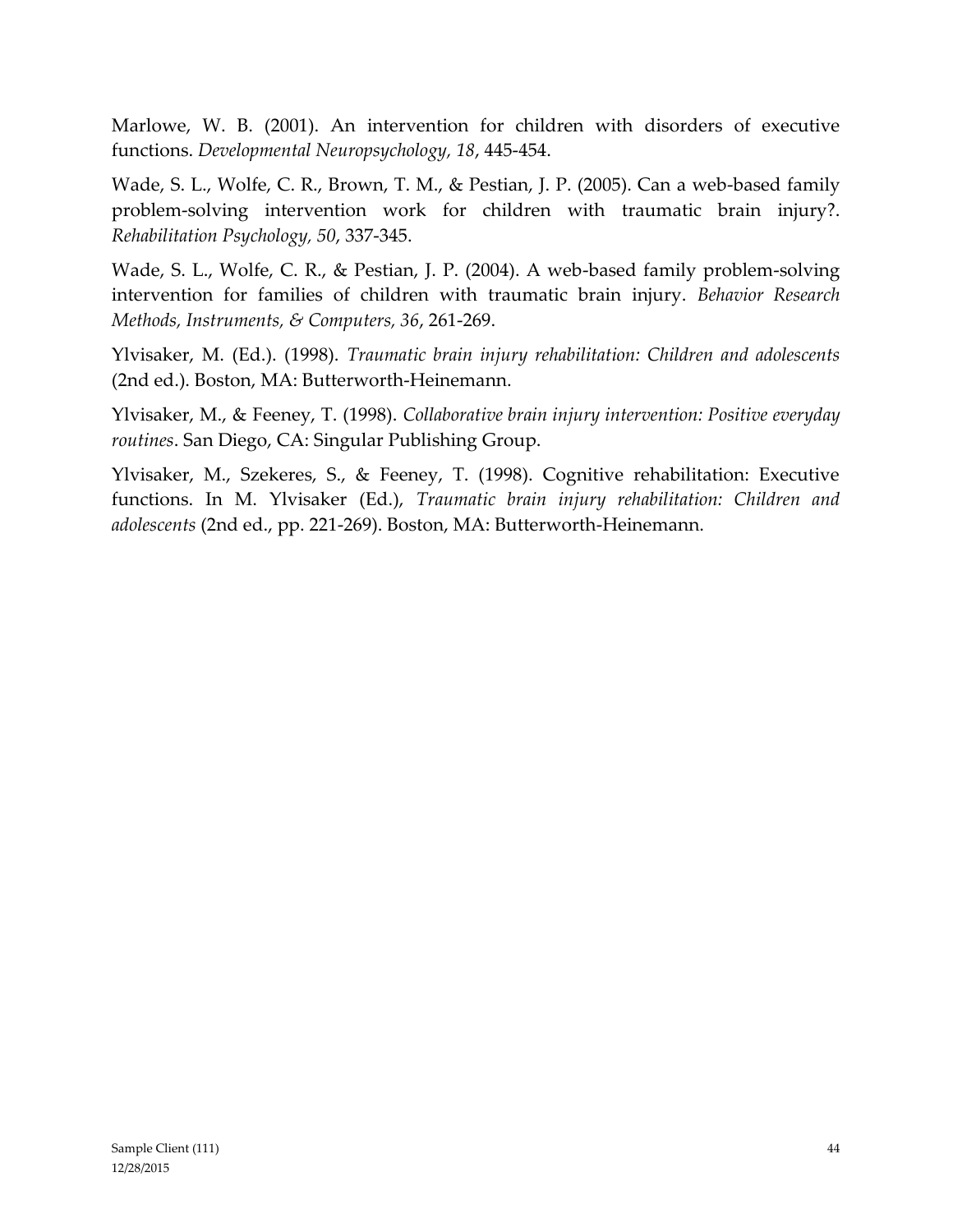Marlowe, W. B. (2001). An intervention for children with disorders of executive functions. *Developmental Neuropsychology, 18*, 445-454.

Wade, S. L., Wolfe, C. R., Brown, T. M., & Pestian, J. P. (2005). Can a web-based family problem-solving intervention work for children with traumatic brain injury?. *Rehabilitation Psychology, 50*, 337-345.

Wade, S. L., Wolfe, C. R., & Pestian, J. P. (2004). A web-based family problem-solving intervention for families of children with traumatic brain injury. *Behavior Research Methods, Instruments, & Computers, 36*, 261-269.

Ylvisaker, M. (Ed.). (1998). *Traumatic brain injury rehabilitation: Children and adolescents* (2nd ed.). Boston, MA: Butterworth-Heinemann.

Ylvisaker, M., & Feeney, T. (1998). *Collaborative brain injury intervention: Positive everyday routines*. San Diego, CA: Singular Publishing Group.

Ylvisaker, M., Szekeres, S., & Feeney, T. (1998). Cognitive rehabilitation: Executive functions. In M. Ylvisaker (Ed.), *Traumatic brain injury rehabilitation: Children and adolescents* (2nd ed., pp. 221-269). Boston, MA: Butterworth-Heinemann.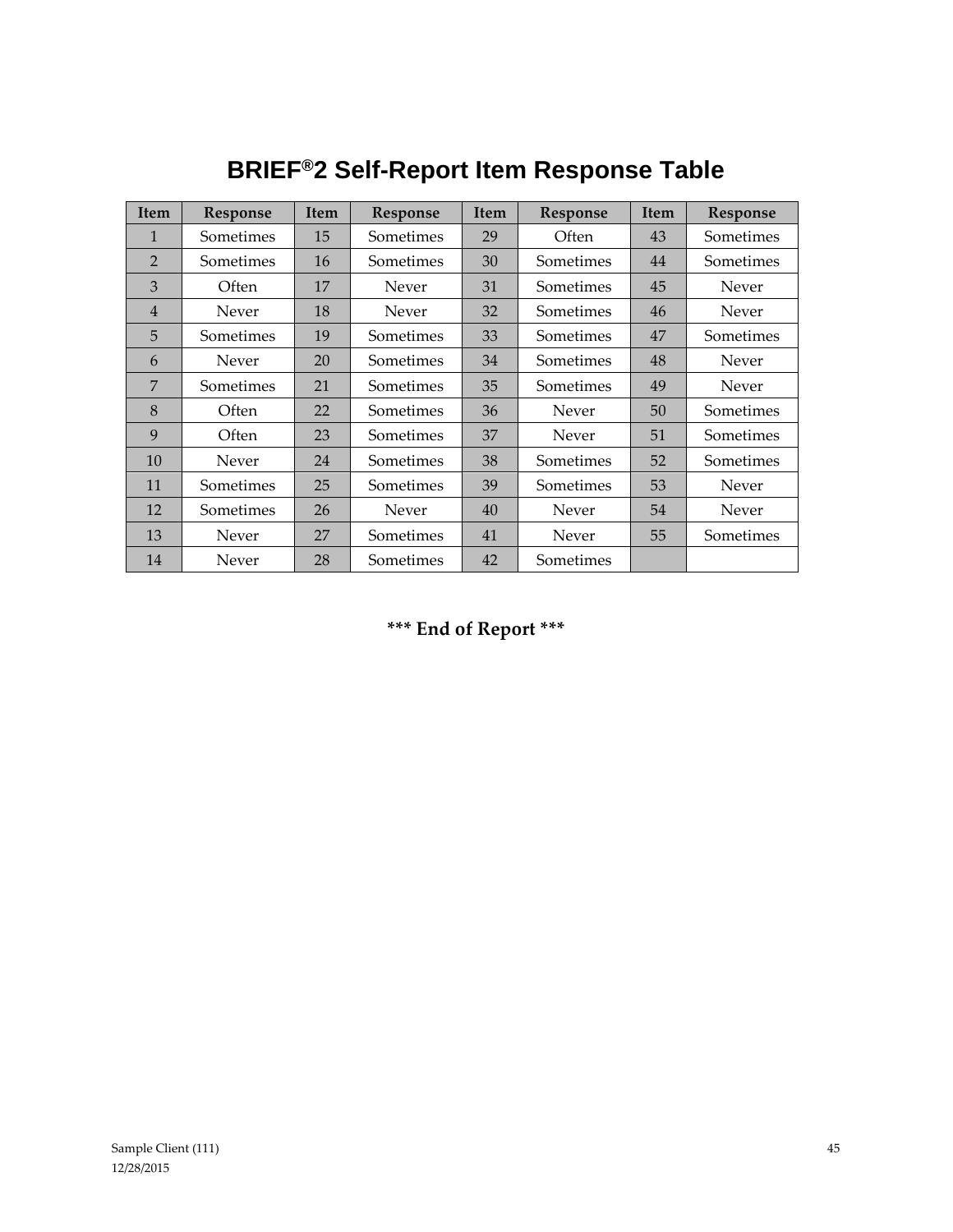# BRIEF®2 Self-Report Item Response Table

| Item | Response | Item | Response | Item | Response | Item | Response |
|---|---|---|---|---|---|---|---|
| 1 | Sometimes | 15 | Sometimes | 29 | Often | 43 | Sometimes |
| 2 | Sometimes | 16 | Sometimes | 30 | Sometimes | 44 | Sometimes |
| 3 | Often | 17 | Never | 31 | Sometimes | 45 | Never |
| 4 | Never | 18 | Never | 32 | Sometimes | 46 | Never |
| 5 | Sometimes | 19 | Sometimes | 33 | Sometimes | 47 | Sometimes |
| 6 | Never | 20 | Sometimes | 34 | Sometimes | 48 | Never |
| 7 | Sometimes | 21 | Sometimes | 35 | Sometimes | 49 | Never |
| 8 | Often | 22 | Sometimes | 36 | Never | 50 | Sometimes |
| 9 | Often | 23 | Sometimes | 37 | Never | 51 | Sometimes |
| 10 | Never | 24 | Sometimes | 38 | Sometimes | 52 | Sometimes |
| 11 | Sometimes | 25 | Sometimes | 39 | Sometimes | 53 | Never |
| 12 | Sometimes | 26 | Never | 40 | Never | 54 | Never |
| 13 | Never | 27 | Sometimes | 41 | Never | 55 | Sometimes |
| 14 | Never | 28 | Sometimes | 42 | Sometimes | | |

**\*\*\* End of Report \*\*\***

Sample Client (111)
12/28/2015